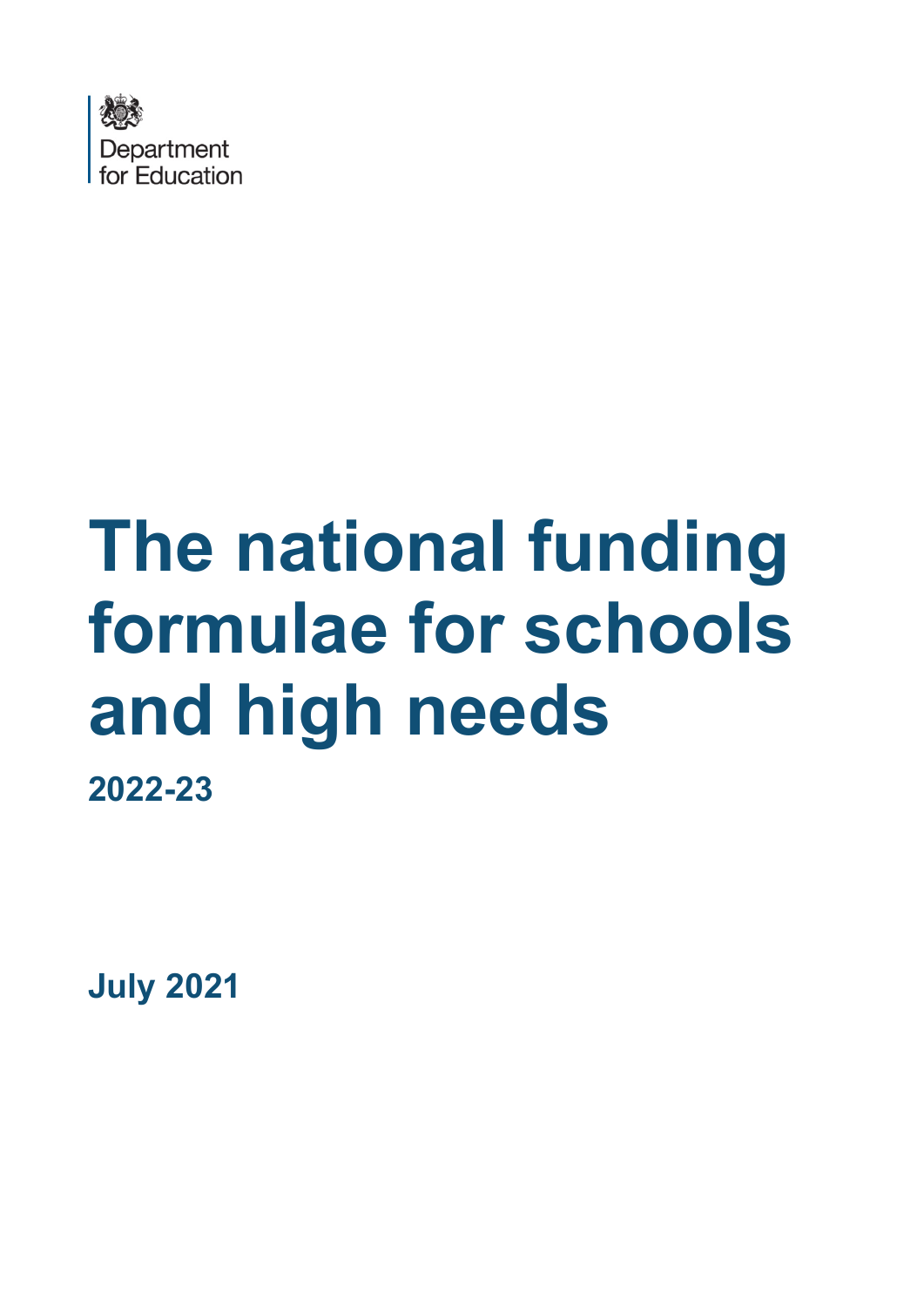Department for Education

# The national funding formulae for schools and high needs

**2022-23**

**July 2021**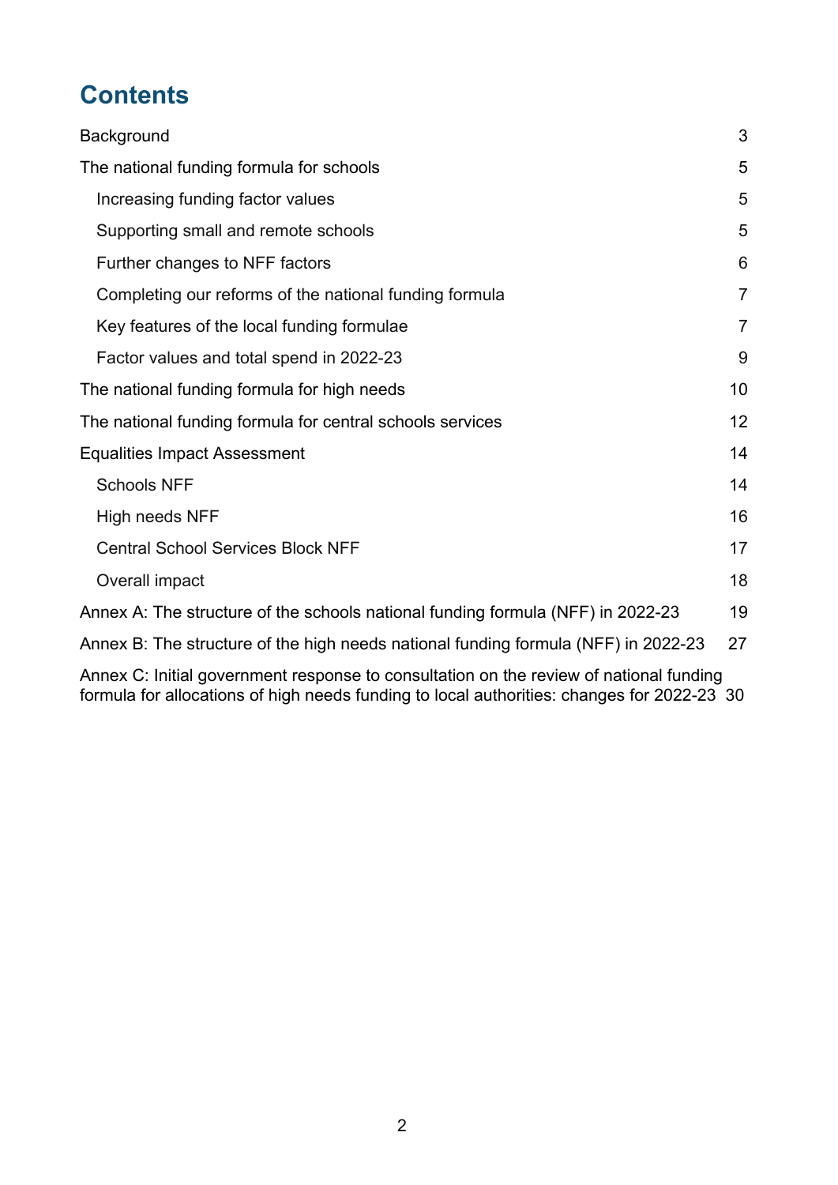# Contents

Background 3

The national funding formula for schools 5

- Increasing funding factor values 5
- Supporting small and remote schools 5
- Further changes to NFF factors 6
- Completing our reforms of the national funding formula 7
- Key features of the local funding formulae 7
- Factor values and total spend in 2022-23 9

The national funding formula for high needs 10

The national funding formula for central schools services 12

Equalities Impact Assessment 14

- Schools NFF 14
- High needs NFF 16
- Central School Services Block NFF 17
- Overall impact 18

Annex A: The structure of the schools national funding formula (NFF) in 2022-23 19

Annex B: The structure of the high needs national funding formula (NFF) in 2022-23 27

Annex C: Initial government response to consultation on the review of national funding formula for allocations of high needs funding to local authorities: changes for 2022-23 30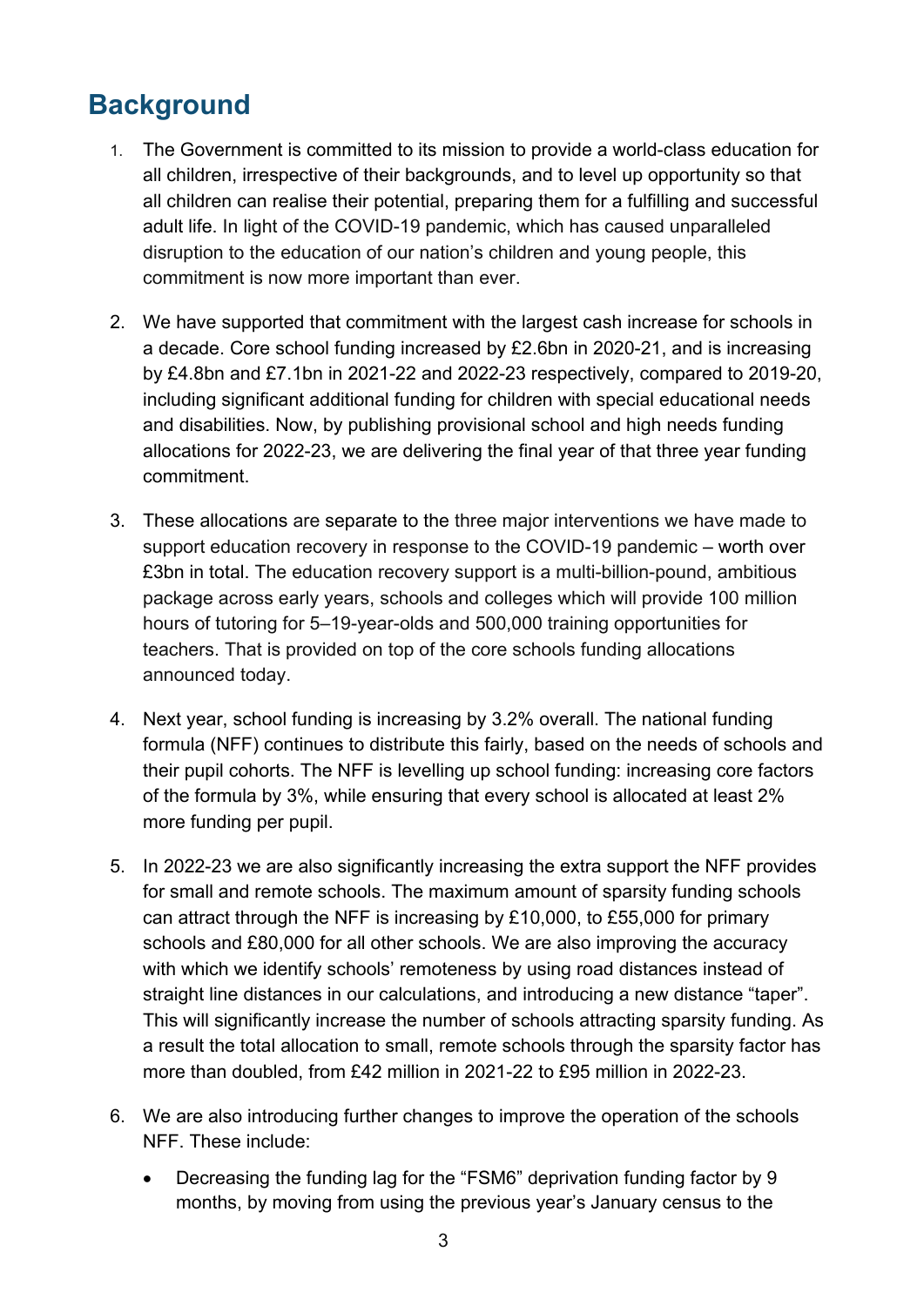## Background

1. The Government is committed to its mission to provide a world-class education for all children, irrespective of their backgrounds, and to level up opportunity so that all children can realise their potential, preparing them for a fulfilling and successful adult life. In light of the COVID-19 pandemic, which has caused unparalleled disruption to the education of our nation's children and young people, this commitment is now more important than ever.

2. We have supported that commitment with the largest cash increase for schools in a decade. Core school funding increased by £2.6bn in 2020-21, and is increasing by £4.8bn and £7.1bn in 2021-22 and 2022-23 respectively, compared to 2019-20, including significant additional funding for children with special educational needs and disabilities. Now, by publishing provisional school and high needs funding allocations for 2022-23, we are delivering the final year of that three year funding commitment.

3. These allocations are separate to the three major interventions we have made to support education recovery in response to the COVID-19 pandemic – worth over £3bn in total. The education recovery support is a multi-billion-pound, ambitious package across early years, schools and colleges which will provide 100 million hours of tutoring for 5–19-year-olds and 500,000 training opportunities for teachers. That is provided on top of the core schools funding allocations announced today.

4. Next year, school funding is increasing by 3.2% overall. The national funding formula (NFF) continues to distribute this fairly, based on the needs of schools and their pupil cohorts. The NFF is levelling up school funding: increasing core factors of the formula by 3%, while ensuring that every school is allocated at least 2% more funding per pupil.

5. In 2022-23 we are also significantly increasing the extra support the NFF provides for small and remote schools. The maximum amount of sparsity funding schools can attract through the NFF is increasing by £10,000, to £55,000 for primary schools and £80,000 for all other schools. We are also improving the accuracy with which we identify schools' remoteness by using road distances instead of straight line distances in our calculations, and introducing a new distance "taper". This will significantly increase the number of schools attracting sparsity funding. As a result the total allocation to small, remote schools through the sparsity factor has more than doubled, from £42 million in 2021-22 to £95 million in 2022-23.

6. We are also introducing further changes to improve the operation of the schools NFF. These include:

   - Decreasing the funding lag for the "FSM6" deprivation funding factor by 9 months, by moving from using the previous year's January census to the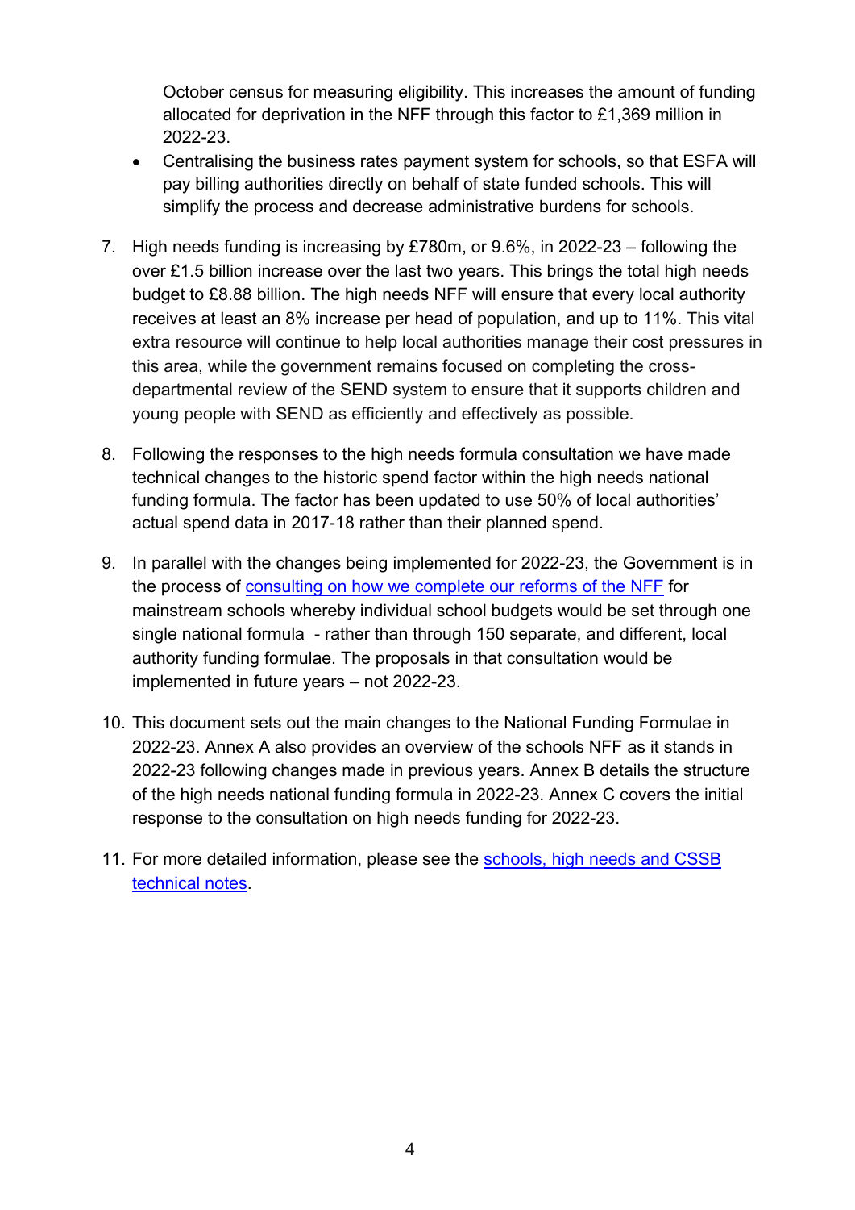October census for measuring eligibility. This increases the amount of funding allocated for deprivation in the NFF through this factor to £1,369 million in 2022-23.

- Centralising the business rates payment system for schools, so that ESFA will pay billing authorities directly on behalf of state funded schools. This will simplify the process and decrease administrative burdens for schools.

7. High needs funding is increasing by £780m, or 9.6%, in 2022-23 – following the over £1.5 billion increase over the last two years. This brings the total high needs budget to £8.88 billion. The high needs NFF will ensure that every local authority receives at least an 8% increase per head of population, and up to 11%. This vital extra resource will continue to help local authorities manage their cost pressures in this area, while the government remains focused on completing the cross-departmental review of the SEND system to ensure that it supports children and young people with SEND as efficiently and effectively as possible.

8. Following the responses to the high needs formula consultation we have made technical changes to the historic spend factor within the high needs national funding formula. The factor has been updated to use 50% of local authorities' actual spend data in 2017-18 rather than their planned spend.

9. In parallel with the changes being implemented for 2022-23, the Government is in the process of consulting on how we complete our reforms of the NFF for mainstream schools whereby individual school budgets would be set through one single national formula - rather than through 150 separate, and different, local authority funding formulae. The proposals in that consultation would be implemented in future years – not 2022-23.

10. This document sets out the main changes to the National Funding Formulae in 2022-23. Annex A also provides an overview of the schools NFF as it stands in 2022-23 following changes made in previous years. Annex B details the structure of the high needs national funding formula in 2022-23. Annex C covers the initial response to the consultation on high needs funding for 2022-23.

11. For more detailed information, please see the schools, high needs and CSSB technical notes.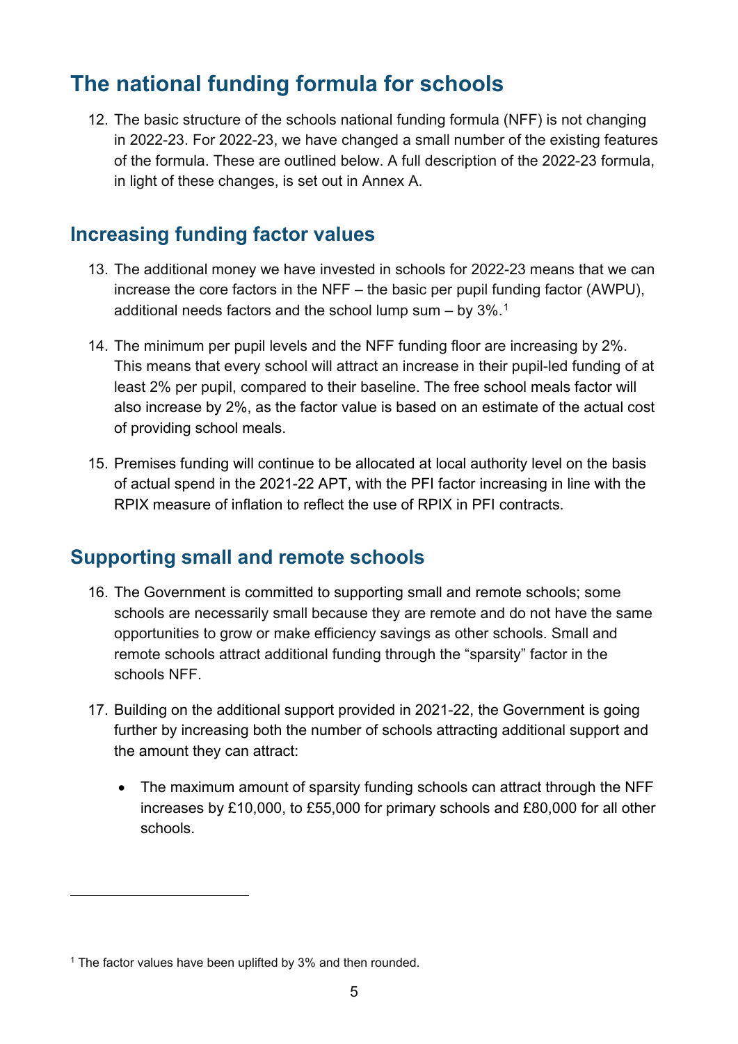## The national funding formula for schools

12. The basic structure of the schools national funding formula (NFF) is not changing in 2022-23. For 2022-23, we have changed a small number of the existing features of the formula. These are outlined below. A full description of the 2022-23 formula, in light of these changes, is set out in Annex A.

### Increasing funding factor values

13. The additional money we have invested in schools for 2022-23 means that we can increase the core factors in the NFF – the basic per pupil funding factor (AWPU), additional needs factors and the school lump sum – by 3%.[1]

14. The minimum per pupil levels and the NFF funding floor are increasing by 2%. This means that every school will attract an increase in their pupil-led funding of at least 2% per pupil, compared to their baseline. The free school meals factor will also increase by 2%, as the factor value is based on an estimate of the actual cost of providing school meals.

15. Premises funding will continue to be allocated at local authority level on the basis of actual spend in the 2021-22 APT, with the PFI factor increasing in line with the RPIX measure of inflation to reflect the use of RPIX in PFI contracts.

### Supporting small and remote schools

16. The Government is committed to supporting small and remote schools; some schools are necessarily small because they are remote and do not have the same opportunities to grow or make efficiency savings as other schools. Small and remote schools attract additional funding through the "sparsity" factor in the schools NFF.

17. Building on the additional support provided in 2021-22, the Government is going further by increasing both the number of schools attracting additional support and the amount they can attract:

    - The maximum amount of sparsity funding schools can attract through the NFF increases by £10,000, to £55,000 for primary schools and £80,000 for all other schools.

---

[1] The factor values have been uplifted by 3% and then rounded.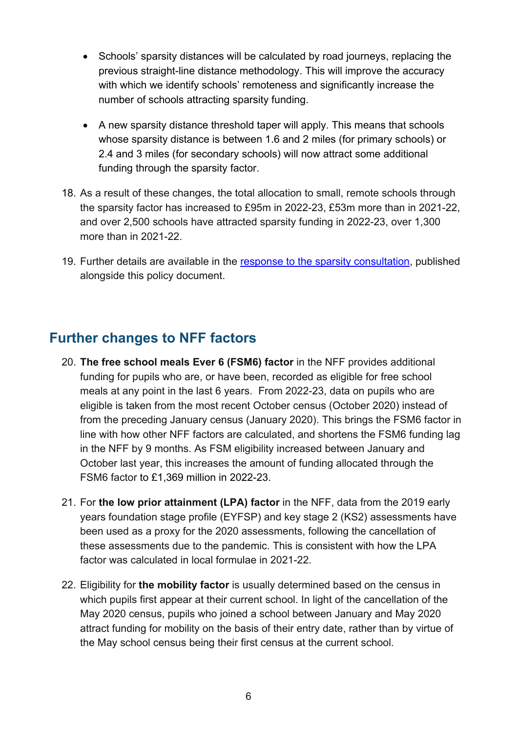- Schools' sparsity distances will be calculated by road journeys, replacing the previous straight-line distance methodology. This will improve the accuracy with which we identify schools' remoteness and significantly increase the number of schools attracting sparsity funding.
- A new sparsity distance threshold taper will apply. This means that schools whose sparsity distance is between 1.6 and 2 miles (for primary schools) or 2.4 and 3 miles (for secondary schools) will now attract some additional funding through the sparsity factor.

18. As a result of these changes, the total allocation to small, remote schools through the sparsity factor has increased to £95m in 2022-23, £53m more than in 2021-22, and over 2,500 schools have attracted sparsity funding in 2022-23, over 1,300 more than in 2021-22.

19. Further details are available in the response to the sparsity consultation, published alongside this policy document.

## Further changes to NFF factors

20. **The free school meals Ever 6 (FSM6) factor** in the NFF provides additional funding for pupils who are, or have been, recorded as eligible for free school meals at any point in the last 6 years. From 2022-23, data on pupils who are eligible is taken from the most recent October census (October 2020) instead of from the preceding January census (January 2020). This brings the FSM6 factor in line with how other NFF factors are calculated, and shortens the FSM6 funding lag in the NFF by 9 months. As FSM eligibility increased between January and October last year, this increases the amount of funding allocated through the FSM6 factor to £1,369 million in 2022-23.

21. For **the low prior attainment (LPA) factor** in the NFF, data from the 2019 early years foundation stage profile (EYFSP) and key stage 2 (KS2) assessments have been used as a proxy for the 2020 assessments, following the cancellation of these assessments due to the pandemic. This is consistent with how the LPA factor was calculated in local formulae in 2021-22.

22. Eligibility for **the mobility factor** is usually determined based on the census in which pupils first appear at their current school. In light of the cancellation of the May 2020 census, pupils who joined a school between January and May 2020 attract funding for mobility on the basis of their entry date, rather than by virtue of the May school census being their first census at the current school.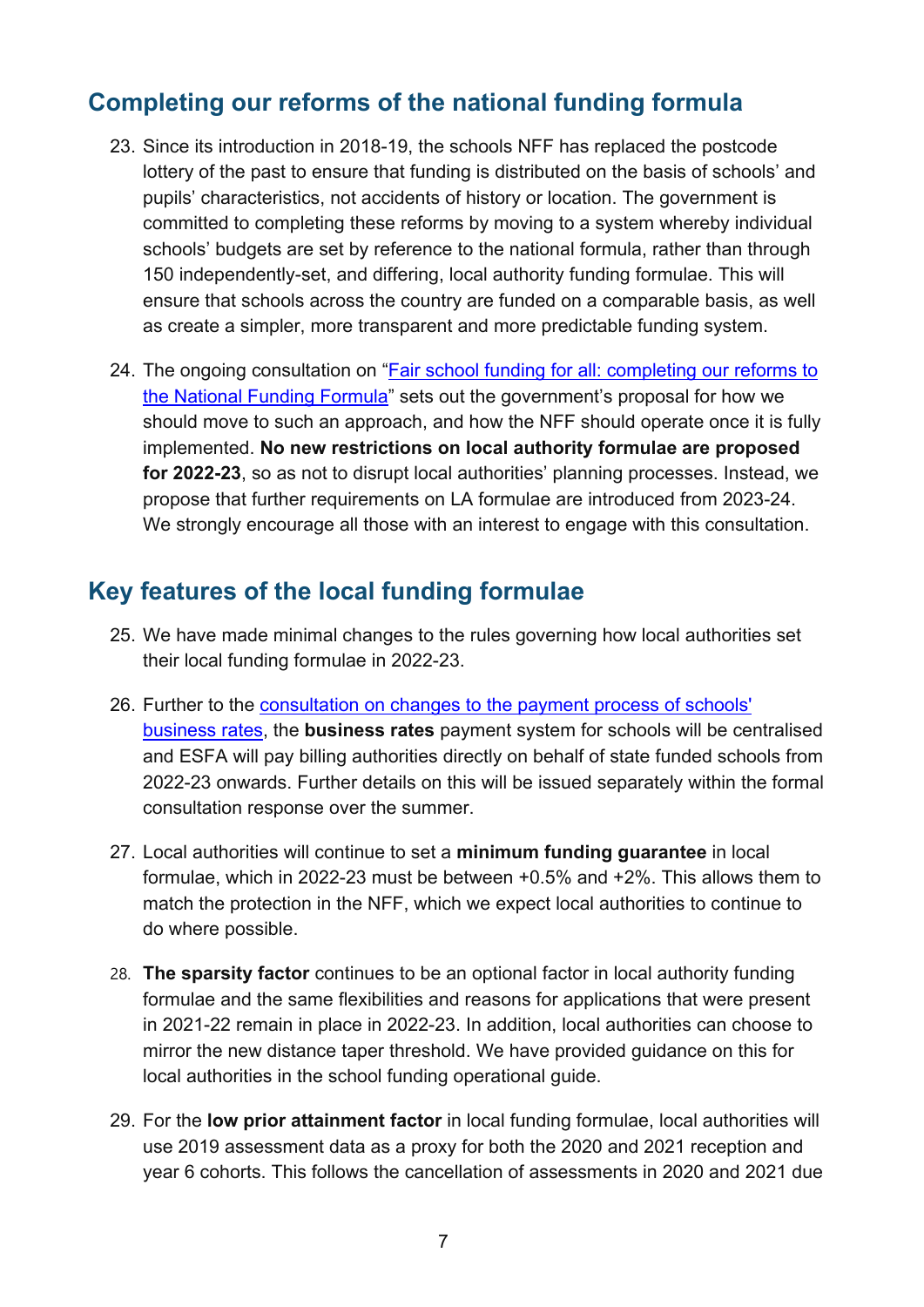## Completing our reforms of the national funding formula

23. Since its introduction in 2018-19, the schools NFF has replaced the postcode lottery of the past to ensure that funding is distributed on the basis of schools' and pupils' characteristics, not accidents of history or location. The government is committed to completing these reforms by moving to a system whereby individual schools' budgets are set by reference to the national formula, rather than through 150 independently-set, and differing, local authority funding formulae. This will ensure that schools across the country are funded on a comparable basis, as well as create a simpler, more transparent and more predictable funding system.

24. The ongoing consultation on "[Fair school funding for all: completing our reforms to the National Funding Formula]" sets out the government's proposal for how we should move to such an approach, and how the NFF should operate once it is fully implemented. **No new restrictions on local authority formulae are proposed for 2022-23**, so as not to disrupt local authorities' planning processes. Instead, we propose that further requirements on LA formulae are introduced from 2023-24. We strongly encourage all those with an interest to engage with this consultation.

## Key features of the local funding formulae

25. We have made minimal changes to the rules governing how local authorities set their local funding formulae in 2022-23.

26. Further to the [consultation on changes to the payment process of schools' business rates], the **business rates** payment system for schools will be centralised and ESFA will pay billing authorities directly on behalf of state funded schools from 2022-23 onwards. Further details on this will be issued separately within the formal consultation response over the summer.

27. Local authorities will continue to set a **minimum funding guarantee** in local formulae, which in 2022-23 must be between +0.5% and +2%. This allows them to match the protection in the NFF, which we expect local authorities to continue to do where possible.

28. **The sparsity factor** continues to be an optional factor in local authority funding formulae and the same flexibilities and reasons for applications that were present in 2021-22 remain in place in 2022-23. In addition, local authorities can choose to mirror the new distance taper threshold. We have provided guidance on this for local authorities in the school funding operational guide.

29. For the **low prior attainment factor** in local funding formulae, local authorities will use 2019 assessment data as a proxy for both the 2020 and 2021 reception and year 6 cohorts. This follows the cancellation of assessments in 2020 and 2021 due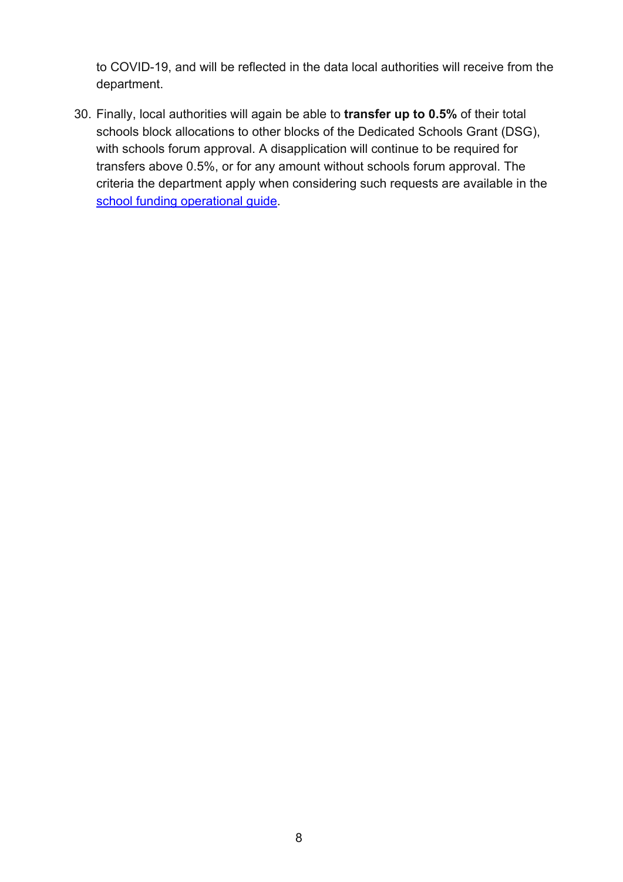to COVID-19, and will be reflected in the data local authorities will receive from the department.

30. Finally, local authorities will again be able to **transfer up to 0.5%** of their total schools block allocations to other blocks of the Dedicated Schools Grant (DSG), with schools forum approval. A disapplication will continue to be required for transfers above 0.5%, or for any amount without schools forum approval. The criteria the department apply when considering such requests are available in the [school funding operational guide](school funding operational guide).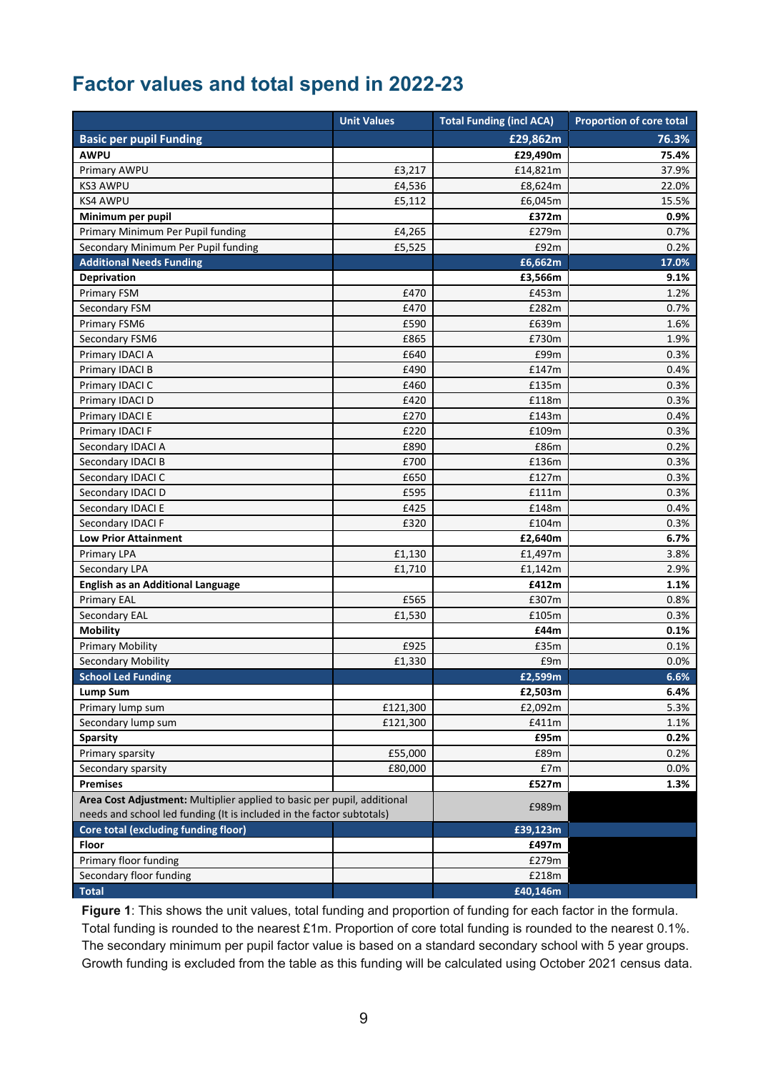## Factor values and total spend in 2022-23

| | Unit Values | Total Funding (incl ACA) | Proportion of core total |
|---|---|---|---|
| **Basic per pupil Funding** | | **£29,862m** | **76.3%** |
| **AWPU** | | **£29,490m** | **75.4%** |
| Primary AWPU | £3,217 | £14,821m | 37.9% |
| KS3 AWPU | £4,536 | £8,624m | 22.0% |
| KS4 AWPU | £5,112 | £6,045m | 15.5% |
| **Minimum per pupil** | | **£372m** | **0.9%** |
| Primary Minimum Per Pupil funding | £4,265 | £279m | 0.7% |
| Secondary Minimum Per Pupil funding | £5,525 | £92m | 0.2% |
| **Additional Needs Funding** | | **£6,662m** | **17.0%** |
| **Deprivation** | | **£3,566m** | **9.1%** |
| Primary FSM | £470 | £453m | 1.2% |
| Secondary FSM | £470 | £282m | 0.7% |
| Primary FSM6 | £590 | £639m | 1.6% |
| Secondary FSM6 | £865 | £730m | 1.9% |
| Primary IDACI A | £640 | £99m | 0.3% |
| Primary IDACI B | £490 | £147m | 0.4% |
| Primary IDACI C | £460 | £135m | 0.3% |
| Primary IDACI D | £420 | £118m | 0.3% |
| Primary IDACI E | £270 | £143m | 0.4% |
| Primary IDACI F | £220 | £109m | 0.3% |
| Secondary IDACI A | £890 | £86m | 0.2% |
| Secondary IDACI B | £700 | £136m | 0.3% |
| Secondary IDACI C | £650 | £127m | 0.3% |
| Secondary IDACI D | £595 | £111m | 0.3% |
| Secondary IDACI E | £425 | £148m | 0.4% |
| Secondary IDACI F | £320 | £104m | 0.3% |
| **Low Prior Attainment** | | **£2,640m** | **6.7%** |
| Primary LPA | £1,130 | £1,497m | 3.8% |
| Secondary LPA | £1,710 | £1,142m | 2.9% |
| **English as an Additional Language** | | **£412m** | **1.1%** |
| Primary EAL | £565 | £307m | 0.8% |
| Secondary EAL | £1,530 | £105m | 0.3% |
| **Mobility** | | **£44m** | **0.1%** |
| Primary Mobility | £925 | £35m | 0.1% |
| Secondary Mobility | £1,330 | £9m | 0.0% |
| **School Led Funding** | | **£2,599m** | **6.6%** |
| **Lump Sum** | | **£2,503m** | **6.4%** |
| Primary lump sum | £121,300 | £2,092m | 5.3% |
| Secondary lump sum | £121,300 | £411m | 1.1% |
| **Sparsity** | | **£95m** | **0.2%** |
| Primary sparsity | £55,000 | £89m | 0.2% |
| Secondary sparsity | £80,000 | £7m | 0.0% |
| **Premises** | | **£527m** | **1.3%** |
| **Area Cost Adjustment:** Multiplier applied to basic per pupil, additional needs and school led funding (It is included in the factor subtotals) | | £989m | |
| **Core total (excluding funding floor)** | | **£39,123m** | |
| **Floor** | | **£497m** | |
| Primary floor funding | | £279m | |
| Secondary floor funding | | £218m | |
| **Total** | | **£40,146m** | |

**Figure 1**: This shows the unit values, total funding and proportion of funding for each factor in the formula. Total funding is rounded to the nearest £1m. Proportion of core total funding is rounded to the nearest 0.1%. The secondary minimum per pupil factor value is based on a standard secondary school with 5 year groups. Growth funding is excluded from the table as this funding will be calculated using October 2021 census data.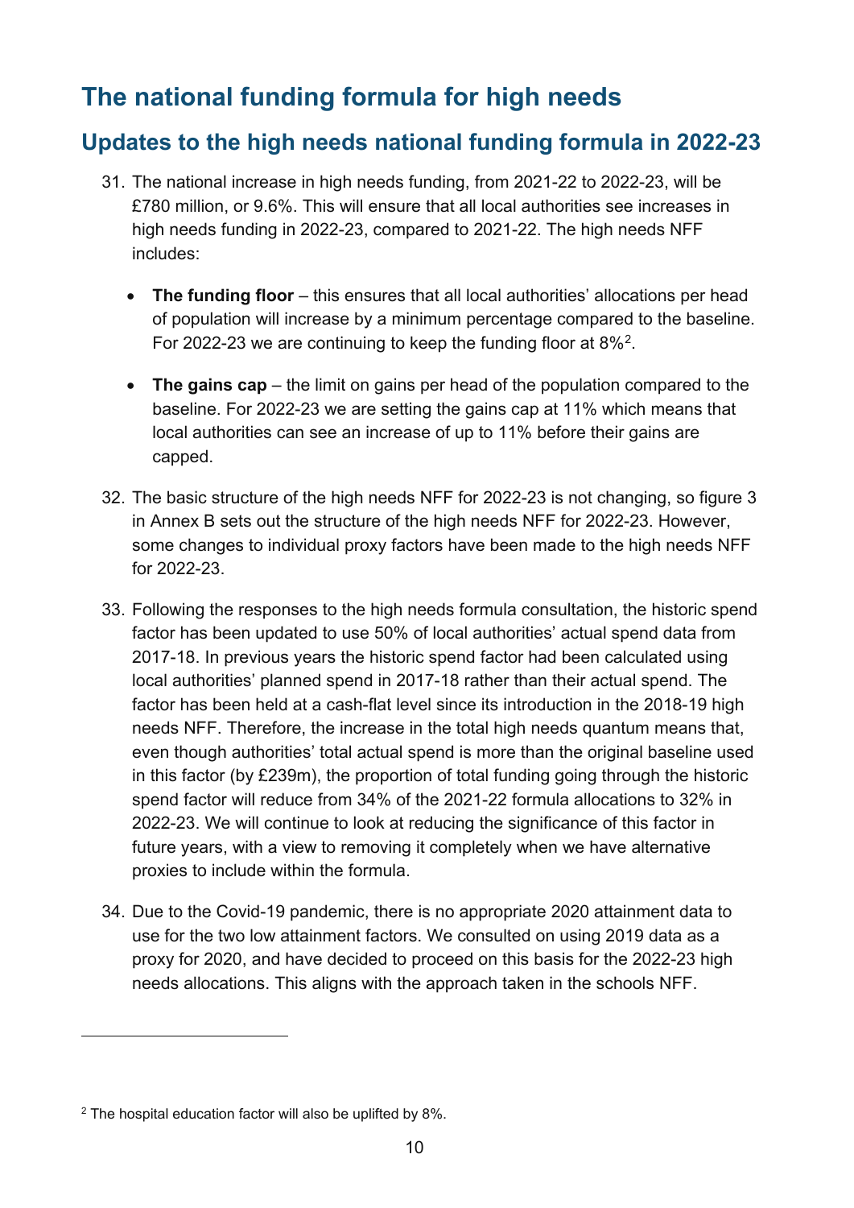# The national funding formula for high needs

## Updates to the high needs national funding formula in 2022-23

31. The national increase in high needs funding, from 2021-22 to 2022-23, will be £780 million, or 9.6%. This will ensure that all local authorities see increases in high needs funding in 2022-23, compared to 2021-22. The high needs NFF includes:

    - **The funding floor** – this ensures that all local authorities' allocations per head of population will increase by a minimum percentage compared to the baseline. For 2022-23 we are continuing to keep the funding floor at 8%[2].

    - **The gains cap** – the limit on gains per head of the population compared to the baseline. For 2022-23 we are setting the gains cap at 11% which means that local authorities can see an increase of up to 11% before their gains are capped.

32. The basic structure of the high needs NFF for 2022-23 is not changing, so figure 3 in Annex B sets out the structure of the high needs NFF for 2022-23. However, some changes to individual proxy factors have been made to the high needs NFF for 2022-23.

33. Following the responses to the high needs formula consultation, the historic spend factor has been updated to use 50% of local authorities' actual spend data from 2017-18. In previous years the historic spend factor had been calculated using local authorities' planned spend in 2017-18 rather than their actual spend. The factor has been held at a cash-flat level since its introduction in the 2018-19 high needs NFF. Therefore, the increase in the total high needs quantum means that, even though authorities' total actual spend is more than the original baseline used in this factor (by £239m), the proportion of total funding going through the historic spend factor will reduce from 34% of the 2021-22 formula allocations to 32% in 2022-23. We will continue to look at reducing the significance of this factor in future years, with a view to removing it completely when we have alternative proxies to include within the formula.

34. Due to the Covid-19 pandemic, there is no appropriate 2020 attainment data to use for the two low attainment factors. We consulted on using 2019 data as a proxy for 2020, and have decided to proceed on this basis for the 2022-23 high needs allocations. This aligns with the approach taken in the schools NFF.

[2] The hospital education factor will also be uplifted by 8%.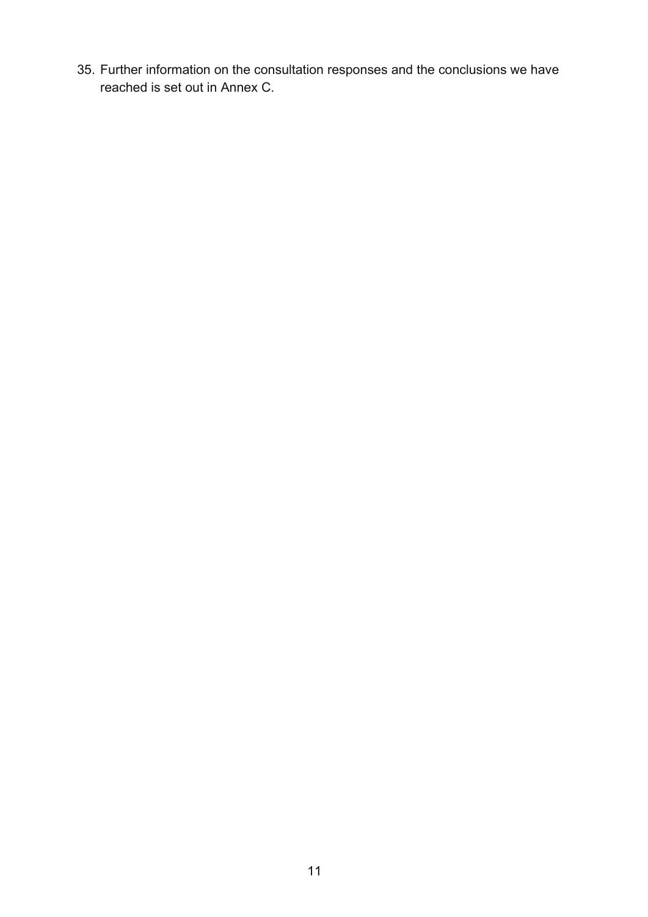35. Further information on the consultation responses and the conclusions we have reached is set out in Annex C.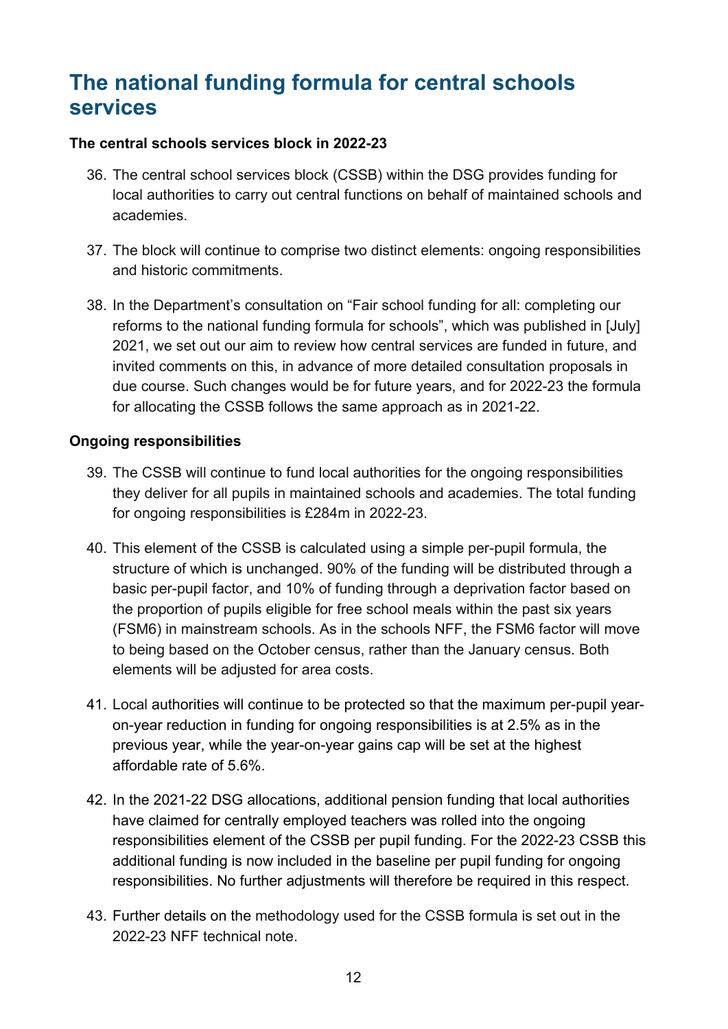# The national funding formula for central schools services

**The central schools services block in 2022-23**

36. The central school services block (CSSB) within the DSG provides funding for local authorities to carry out central functions on behalf of maintained schools and academies.

37. The block will continue to comprise two distinct elements: ongoing responsibilities and historic commitments.

38. In the Department's consultation on "Fair school funding for all: completing our reforms to the national funding formula for schools", which was published in [July] 2021, we set out our aim to review how central services are funded in future, and invited comments on this, in advance of more detailed consultation proposals in due course. Such changes would be for future years, and for 2022-23 the formula for allocating the CSSB follows the same approach as in 2021-22.

**Ongoing responsibilities**

39. The CSSB will continue to fund local authorities for the ongoing responsibilities they deliver for all pupils in maintained schools and academies. The total funding for ongoing responsibilities is £284m in 2022-23.

40. This element of the CSSB is calculated using a simple per-pupil formula, the structure of which is unchanged. 90% of the funding will be distributed through a basic per-pupil factor, and 10% of funding through a deprivation factor based on the proportion of pupils eligible for free school meals within the past six years (FSM6) in mainstream schools. As in the schools NFF, the FSM6 factor will move to being based on the October census, rather than the January census. Both elements will be adjusted for area costs.

41. Local authorities will continue to be protected so that the maximum per-pupil year-on-year reduction in funding for ongoing responsibilities is at 2.5% as in the previous year, while the year-on-year gains cap will be set at the highest affordable rate of 5.6%.

42. In the 2021-22 DSG allocations, additional pension funding that local authorities have claimed for centrally employed teachers was rolled into the ongoing responsibilities element of the CSSB per pupil funding. For the 2022-23 CSSB this additional funding is now included in the baseline per pupil funding for ongoing responsibilities. No further adjustments will therefore be required in this respect.

43. Further details on the methodology used for the CSSB formula is set out in the 2022-23 NFF technical note.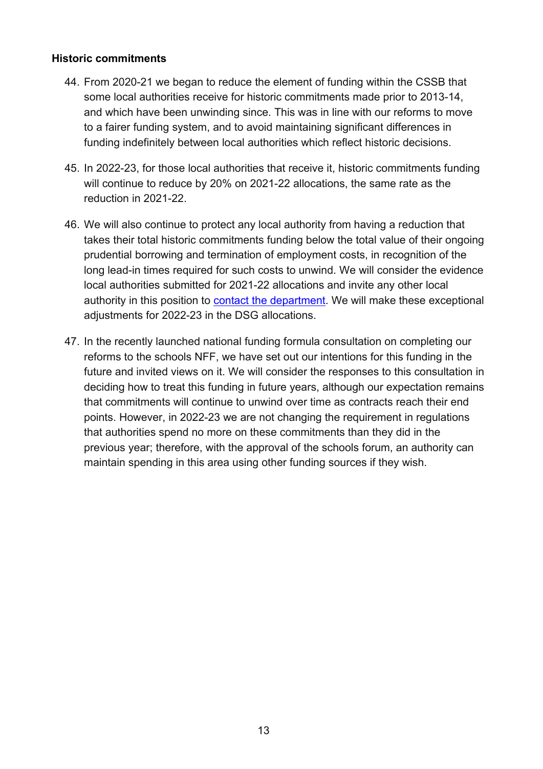### Historic commitments

44. From 2020-21 we began to reduce the element of funding within the CSSB that some local authorities receive for historic commitments made prior to 2013-14, and which have been unwinding since. This was in line with our reforms to move to a fairer funding system, and to avoid maintaining significant differences in funding indefinitely between local authorities which reflect historic decisions.

45. In 2022-23, for those local authorities that receive it, historic commitments funding will continue to reduce by 20% on 2021-22 allocations, the same rate as the reduction in 2021-22.

46. We will also continue to protect any local authority from having a reduction that takes their total historic commitments funding below the total value of their ongoing prudential borrowing and termination of employment costs, in recognition of the long lead-in times required for such costs to unwind. We will consider the evidence local authorities submitted for 2021-22 allocations and invite any other local authority in this position to contact the department. We will make these exceptional adjustments for 2022-23 in the DSG allocations.

47. In the recently launched national funding formula consultation on completing our reforms to the schools NFF, we have set out our intentions for this funding in the future and invited views on it. We will consider the responses to this consultation in deciding how to treat this funding in future years, although our expectation remains that commitments will continue to unwind over time as contracts reach their end points. However, in 2022-23 we are not changing the requirement in regulations that authorities spend no more on these commitments than they did in the previous year; therefore, with the approval of the schools forum, an authority can maintain spending in this area using other funding sources if they wish.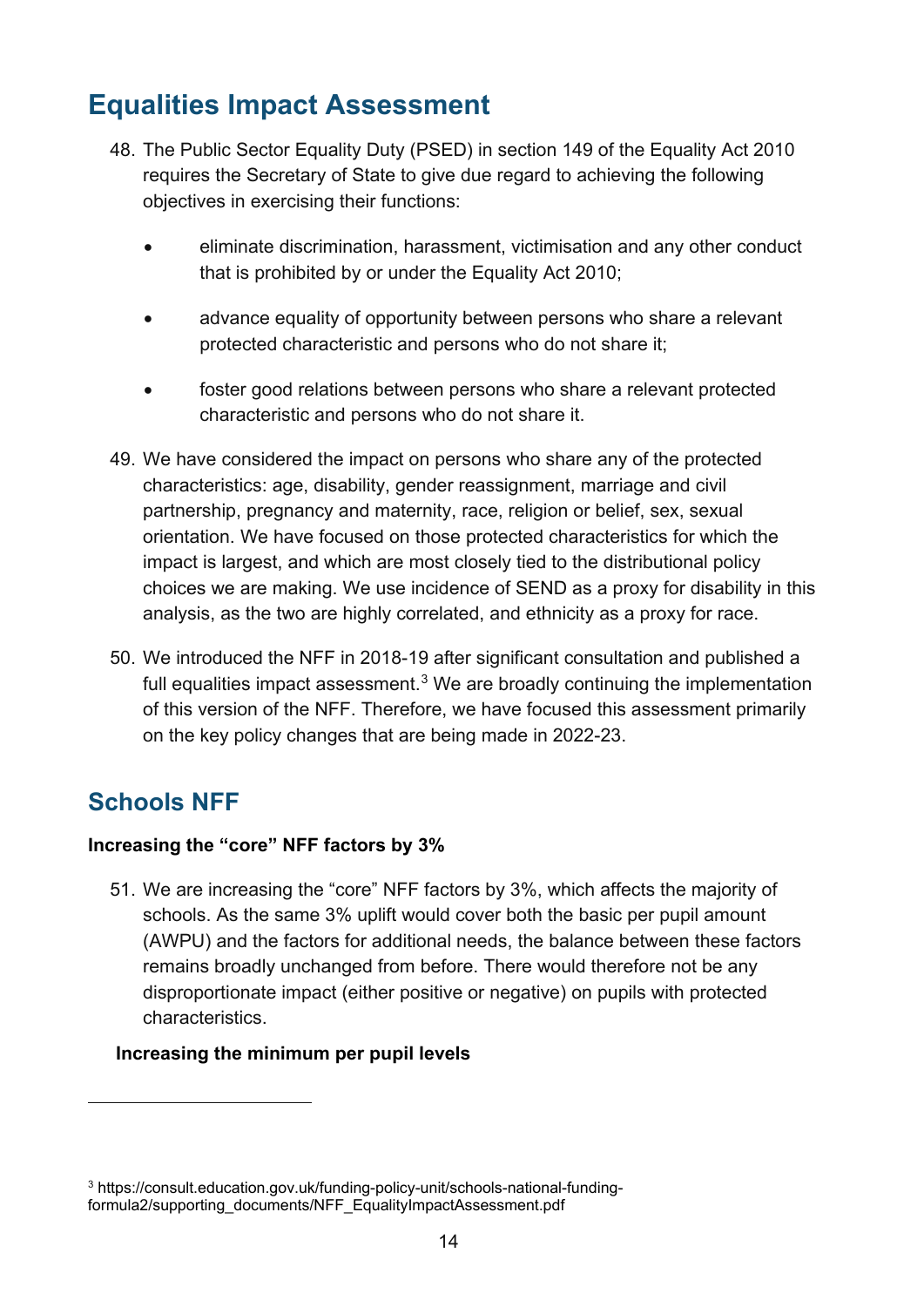## Equalities Impact Assessment

48. The Public Sector Equality Duty (PSED) in section 149 of the Equality Act 2010 requires the Secretary of State to give due regard to achieving the following objectives in exercising their functions:

    - eliminate discrimination, harassment, victimisation and any other conduct that is prohibited by or under the Equality Act 2010;
    - advance equality of opportunity between persons who share a relevant protected characteristic and persons who do not share it;
    - foster good relations between persons who share a relevant protected characteristic and persons who do not share it.

49. We have considered the impact on persons who share any of the protected characteristics: age, disability, gender reassignment, marriage and civil partnership, pregnancy and maternity, race, religion or belief, sex, sexual orientation. We have focused on those protected characteristics for which the impact is largest, and which are most closely tied to the distributional policy choices we are making. We use incidence of SEND as a proxy for disability in this analysis, as the two are highly correlated, and ethnicity as a proxy for race.

50. We introduced the NFF in 2018-19 after significant consultation and published a full equalities impact assessment.[3] We are broadly continuing the implementation of this version of the NFF. Therefore, we have focused this assessment primarily on the key policy changes that are being made in 2022-23.

## Schools NFF

**Increasing the "core" NFF factors by 3%**

51. We are increasing the "core" NFF factors by 3%, which affects the majority of schools. As the same 3% uplift would cover both the basic per pupil amount (AWPU) and the factors for additional needs, the balance between these factors remains broadly unchanged from before. There would therefore not be any disproportionate impact (either positive or negative) on pupils with protected characteristics.

**Increasing the minimum per pupil levels**

[3] https://consult.education.gov.uk/funding-policy-unit/schools-national-funding-formula2/supporting_documents/NFF_EqualityImpactAssessment.pdf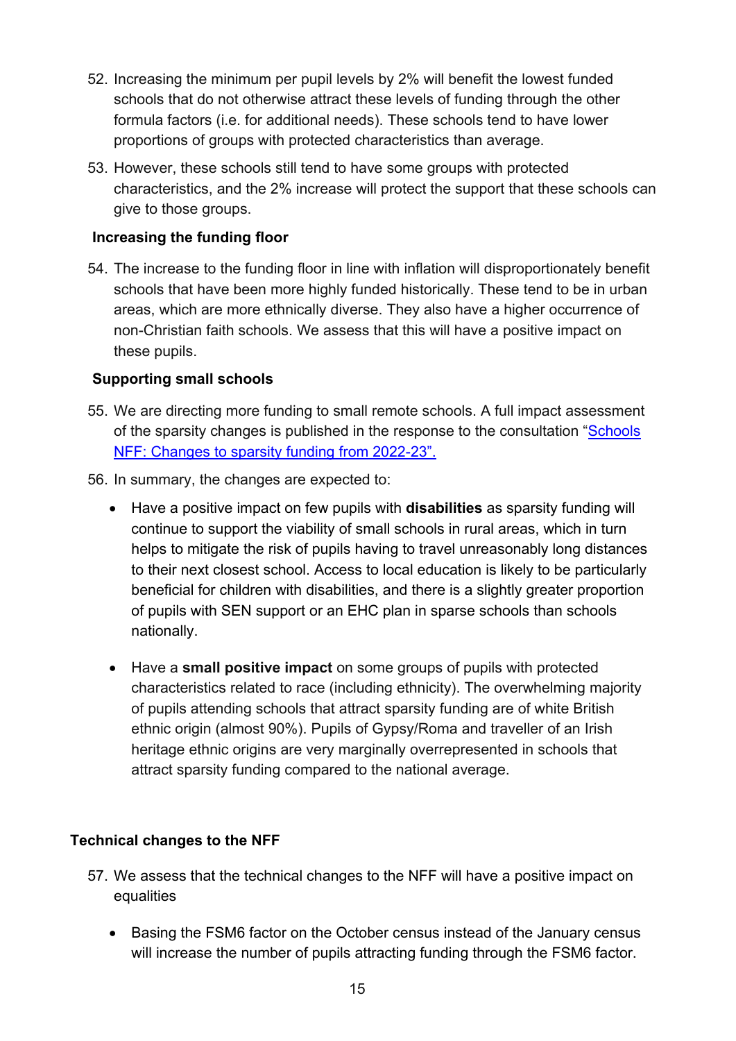52. Increasing the minimum per pupil levels by 2% will benefit the lowest funded schools that do not otherwise attract these levels of funding through the other formula factors (i.e. for additional needs). These schools tend to have lower proportions of groups with protected characteristics than average.
53. However, these schools still tend to have some groups with protected characteristics, and the 2% increase will protect the support that these schools can give to those groups.

**Increasing the funding floor**

54. The increase to the funding floor in line with inflation will disproportionately benefit schools that have been more highly funded historically. These tend to be in urban areas, which are more ethnically diverse. They also have a higher occurrence of non-Christian faith schools. We assess that this will have a positive impact on these pupils.

**Supporting small schools**

55. We are directing more funding to small remote schools. A full impact assessment of the sparsity changes is published in the response to the consultation "[Schools NFF: Changes to sparsity funding from 2022-23".]()
56. In summary, the changes are expected to:
    - Have a positive impact on few pupils with **disabilities** as sparsity funding will continue to support the viability of small schools in rural areas, which in turn helps to mitigate the risk of pupils having to travel unreasonably long distances to their next closest school. Access to local education is likely to be particularly beneficial for children with disabilities, and there is a slightly greater proportion of pupils with SEN support or an EHC plan in sparse schools than schools nationally.
    - Have a **small positive impact** on some groups of pupils with protected characteristics related to race (including ethnicity). The overwhelming majority of pupils attending schools that attract sparsity funding are of white British ethnic origin (almost 90%). Pupils of Gypsy/Roma and traveller of an Irish heritage ethnic origins are very marginally overrepresented in schools that attract sparsity funding compared to the national average.

**Technical changes to the NFF**

57. We assess that the technical changes to the NFF will have a positive impact on equalities
    - Basing the FSM6 factor on the October census instead of the January census will increase the number of pupils attracting funding through the FSM6 factor.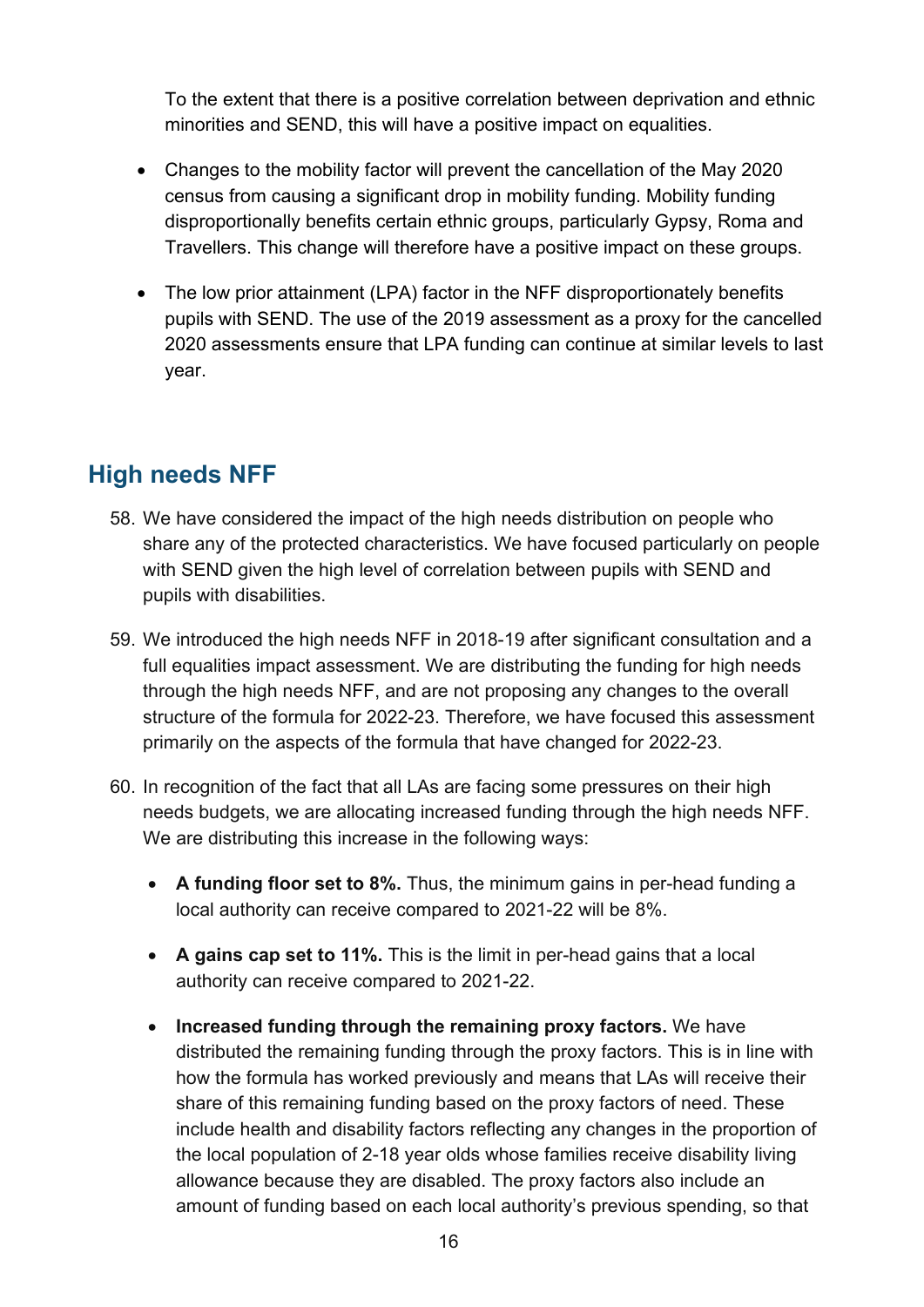To the extent that there is a positive correlation between deprivation and ethnic minorities and SEND, this will have a positive impact on equalities.

- Changes to the mobility factor will prevent the cancellation of the May 2020 census from causing a significant drop in mobility funding. Mobility funding disproportionally benefits certain ethnic groups, particularly Gypsy, Roma and Travellers. This change will therefore have a positive impact on these groups.
- The low prior attainment (LPA) factor in the NFF disproportionately benefits pupils with SEND. The use of the 2019 assessment as a proxy for the cancelled 2020 assessments ensure that LPA funding can continue at similar levels to last year.

## High needs NFF

58. We have considered the impact of the high needs distribution on people who share any of the protected characteristics. We have focused particularly on people with SEND given the high level of correlation between pupils with SEND and pupils with disabilities.

59. We introduced the high needs NFF in 2018-19 after significant consultation and a full equalities impact assessment. We are distributing the funding for high needs through the high needs NFF, and are not proposing any changes to the overall structure of the formula for 2022-23. Therefore, we have focused this assessment primarily on the aspects of the formula that have changed for 2022-23.

60. In recognition of the fact that all LAs are facing some pressures on their high needs budgets, we are allocating increased funding through the high needs NFF. We are distributing this increase in the following ways:

    - **A funding floor set to 8%.** Thus, the minimum gains in per-head funding a local authority can receive compared to 2021-22 will be 8%.
    - **A gains cap set to 11%.** This is the limit in per-head gains that a local authority can receive compared to 2021-22.
    - **Increased funding through the remaining proxy factors.** We have distributed the remaining funding through the proxy factors. This is in line with how the formula has worked previously and means that LAs will receive their share of this remaining funding based on the proxy factors of need. These include health and disability factors reflecting any changes in the proportion of the local population of 2-18 year olds whose families receive disability living allowance because they are disabled. The proxy factors also include an amount of funding based on each local authority's previous spending, so that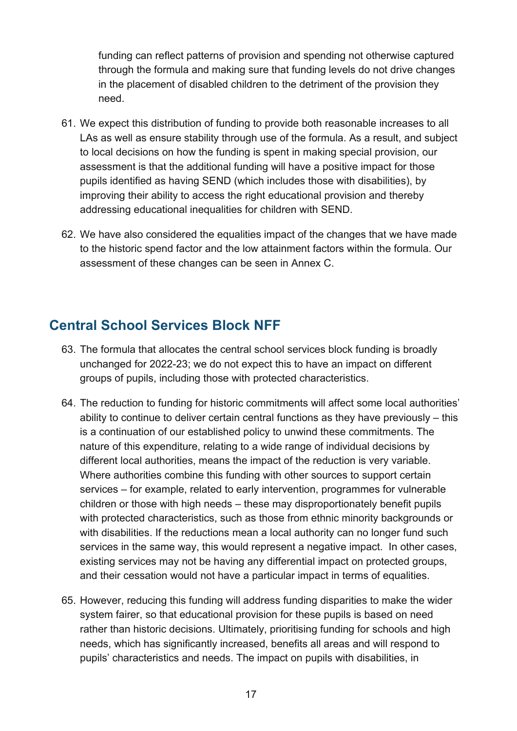funding can reflect patterns of provision and spending not otherwise captured through the formula and making sure that funding levels do not drive changes in the placement of disabled children to the detriment of the provision they need.

61. We expect this distribution of funding to provide both reasonable increases to all LAs as well as ensure stability through use of the formula. As a result, and subject to local decisions on how the funding is spent in making special provision, our assessment is that the additional funding will have a positive impact for those pupils identified as having SEND (which includes those with disabilities), by improving their ability to access the right educational provision and thereby addressing educational inequalities for children with SEND.

62. We have also considered the equalities impact of the changes that we have made to the historic spend factor and the low attainment factors within the formula. Our assessment of these changes can be seen in Annex C.

## Central School Services Block NFF

63. The formula that allocates the central school services block funding is broadly unchanged for 2022-23; we do not expect this to have an impact on different groups of pupils, including those with protected characteristics.

64. The reduction to funding for historic commitments will affect some local authorities' ability to continue to deliver certain central functions as they have previously – this is a continuation of our established policy to unwind these commitments. The nature of this expenditure, relating to a wide range of individual decisions by different local authorities, means the impact of the reduction is very variable. Where authorities combine this funding with other sources to support certain services – for example, related to early intervention, programmes for vulnerable children or those with high needs – these may disproportionately benefit pupils with protected characteristics, such as those from ethnic minority backgrounds or with disabilities. If the reductions mean a local authority can no longer fund such services in the same way, this would represent a negative impact. In other cases, existing services may not be having any differential impact on protected groups, and their cessation would not have a particular impact in terms of equalities.

65. However, reducing this funding will address funding disparities to make the wider system fairer, so that educational provision for these pupils is based on need rather than historic decisions. Ultimately, prioritising funding for schools and high needs, which has significantly increased, benefits all areas and will respond to pupils' characteristics and needs. The impact on pupils with disabilities, in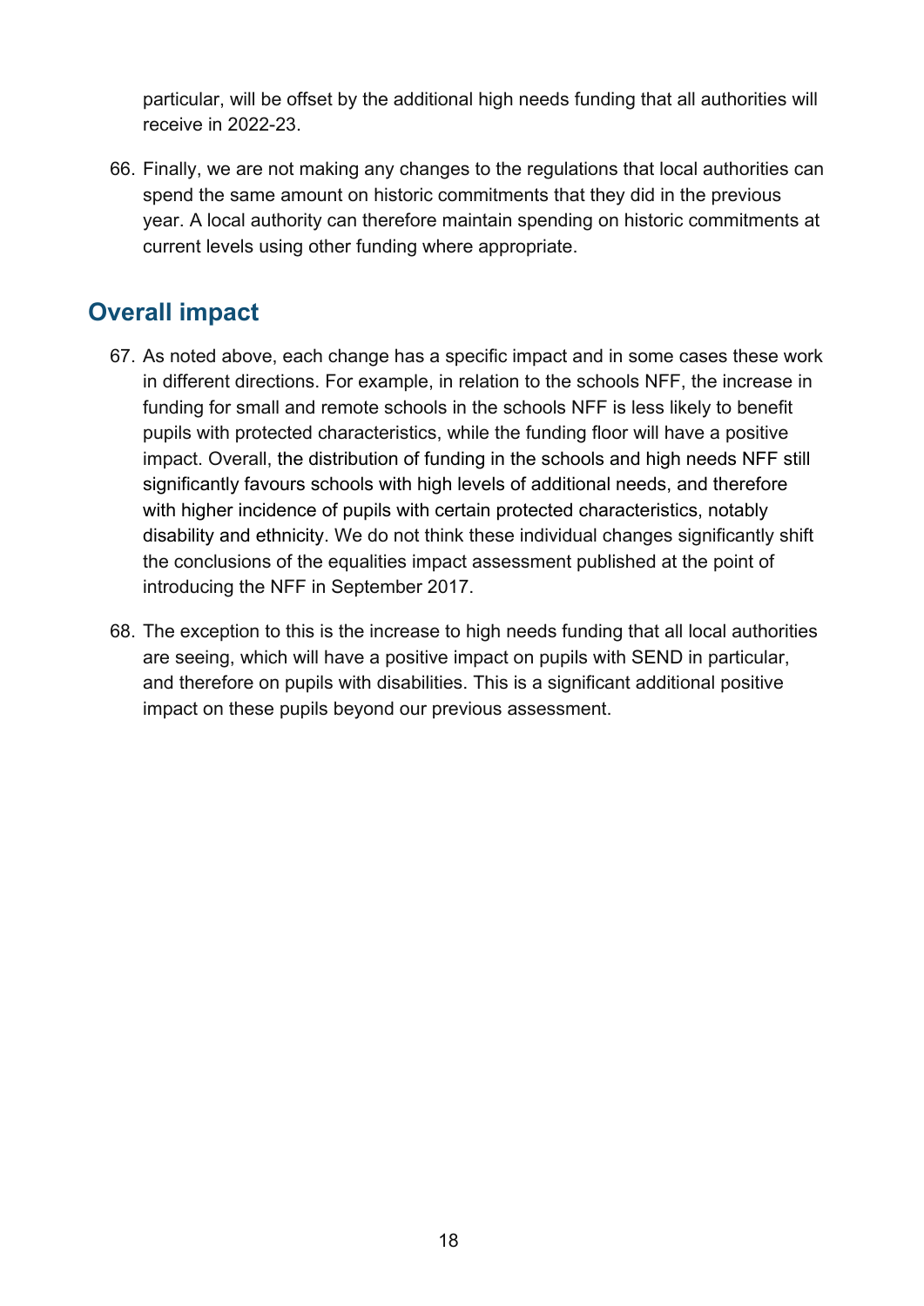particular, will be offset by the additional high needs funding that all authorities will receive in 2022-23.

66. Finally, we are not making any changes to the regulations that local authorities can spend the same amount on historic commitments that they did in the previous year. A local authority can therefore maintain spending on historic commitments at current levels using other funding where appropriate.

## Overall impact

67. As noted above, each change has a specific impact and in some cases these work in different directions. For example, in relation to the schools NFF, the increase in funding for small and remote schools in the schools NFF is less likely to benefit pupils with protected characteristics, while the funding floor will have a positive impact. Overall, the distribution of funding in the schools and high needs NFF still significantly favours schools with high levels of additional needs, and therefore with higher incidence of pupils with certain protected characteristics, notably disability and ethnicity. We do not think these individual changes significantly shift the conclusions of the equalities impact assessment published at the point of introducing the NFF in September 2017.

68. The exception to this is the increase to high needs funding that all local authorities are seeing, which will have a positive impact on pupils with SEND in particular, and therefore on pupils with disabilities. This is a significant additional positive impact on these pupils beyond our previous assessment.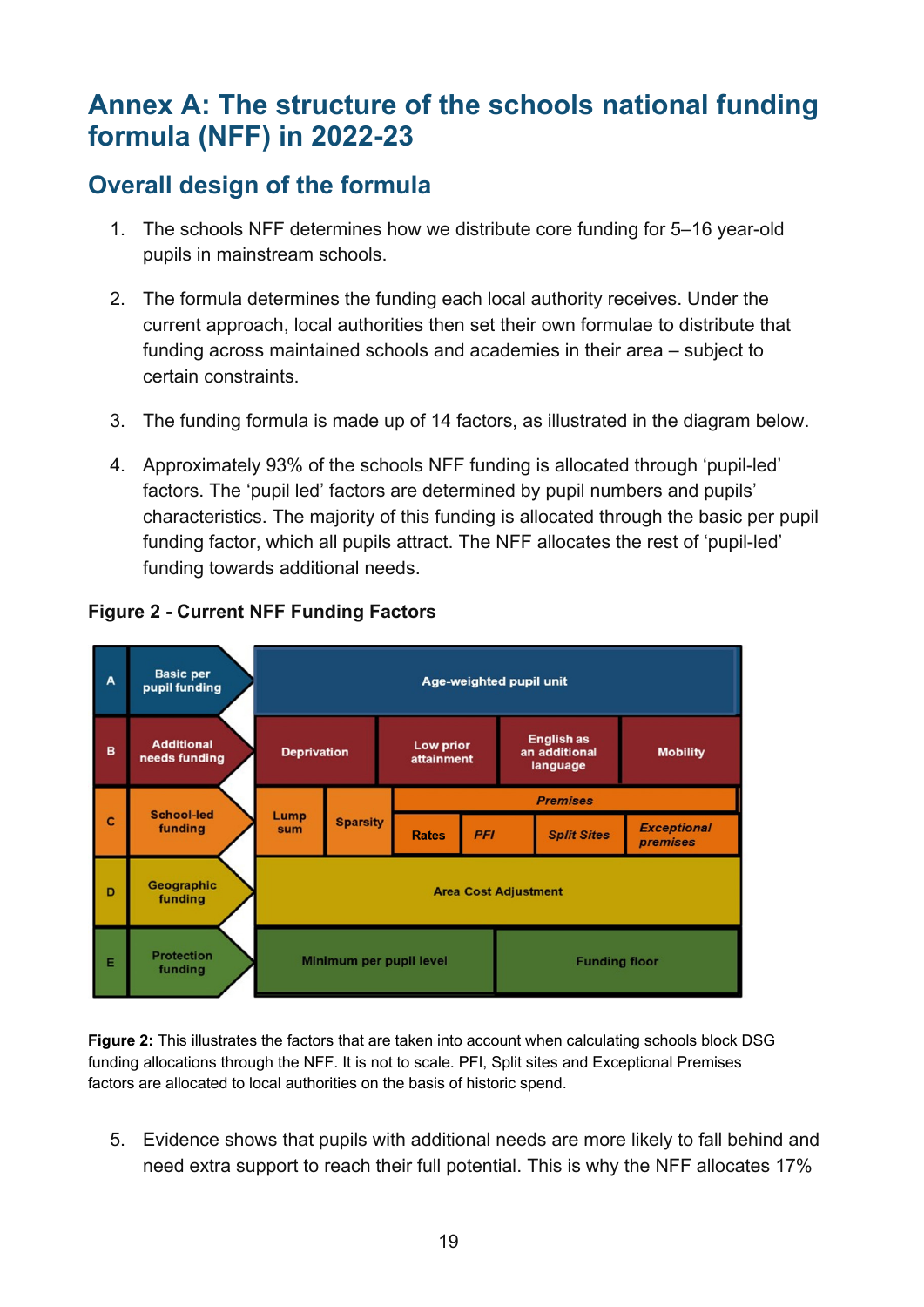# Annex A: The structure of the schools national funding formula (NFF) in 2022-23

## Overall design of the formula

1. The schools NFF determines how we distribute core funding for 5–16 year-old pupils in mainstream schools.

2. The formula determines the funding each local authority receives. Under the current approach, local authorities then set their own formulae to distribute that funding across maintained schools and academies in their area – subject to certain constraints.

3. The funding formula is made up of 14 factors, as illustrated in the diagram below.

4. Approximately 93% of the schools NFF funding is allocated through 'pupil-led' factors. The 'pupil led' factors are determined by pupil numbers and pupils' characteristics. The majority of this funding is allocated through the basic per pupil funding factor, which all pupils attract. The NFF allocates the rest of 'pupil-led' funding towards additional needs.

**Figure 2 - Current NFF Funding Factors**

| | | | | | | | | |
|---|---|---|---|---|---|---|---|---|
| A | Basic per pupil funding | Age-weighted pupil unit | | | | | | |
| B | Additional needs funding | Deprivation | | Low prior attainment | | English as an additional language | | Mobility |
| C | School-led funding | Lump sum | Sparsity | *Premises:* Rates | *PFI* | *Split Sites* | *Exceptional premises* | |
| D | Geographic funding | Area Cost Adjustment | | | | | | |
| E | Protection funding | Minimum per pupil level | | | | Funding floor | | |

**Figure 2:** This illustrates the factors that are taken into account when calculating schools block DSG funding allocations through the NFF. It is not to scale. PFI, Split sites and Exceptional Premises factors are allocated to local authorities on the basis of historic spend.

5. Evidence shows that pupils with additional needs are more likely to fall behind and need extra support to reach their full potential. This is why the NFF allocates 17%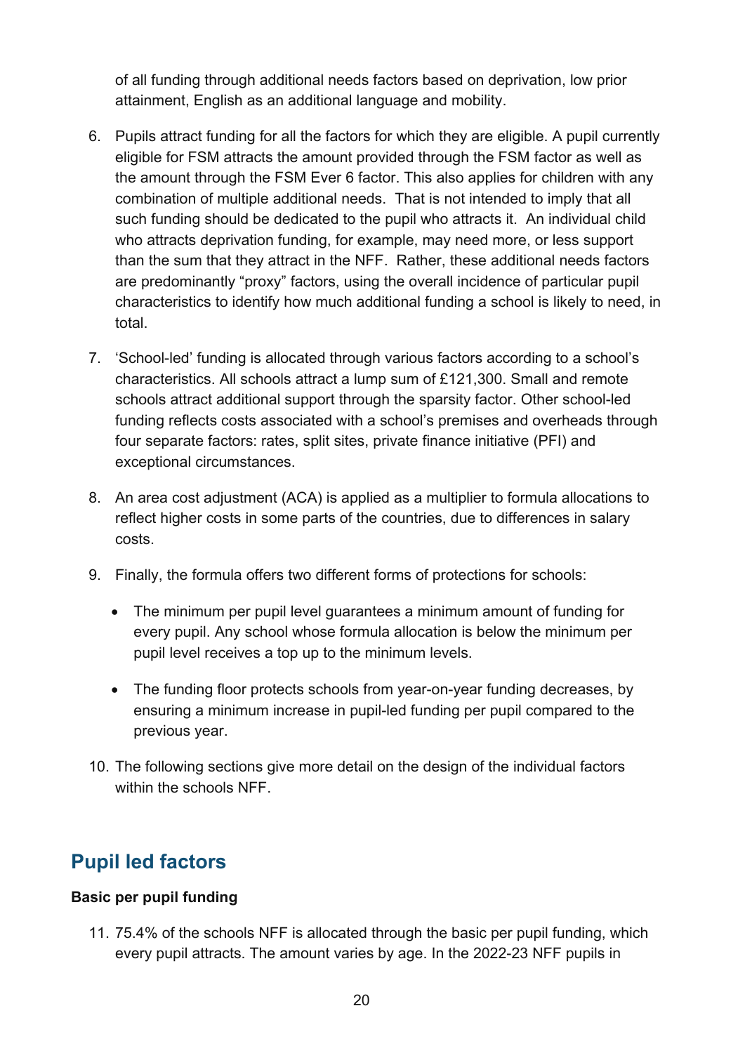of all funding through additional needs factors based on deprivation, low prior attainment, English as an additional language and mobility.

6. Pupils attract funding for all the factors for which they are eligible. A pupil currently eligible for FSM attracts the amount provided through the FSM factor as well as the amount through the FSM Ever 6 factor. This also applies for children with any combination of multiple additional needs. That is not intended to imply that all such funding should be dedicated to the pupil who attracts it. An individual child who attracts deprivation funding, for example, may need more, or less support than the sum that they attract in the NFF. Rather, these additional needs factors are predominantly "proxy" factors, using the overall incidence of particular pupil characteristics to identify how much additional funding a school is likely to need, in total.

7. 'School-led' funding is allocated through various factors according to a school's characteristics. All schools attract a lump sum of £121,300. Small and remote schools attract additional support through the sparsity factor. Other school-led funding reflects costs associated with a school's premises and overheads through four separate factors: rates, split sites, private finance initiative (PFI) and exceptional circumstances.

8. An area cost adjustment (ACA) is applied as a multiplier to formula allocations to reflect higher costs in some parts of the countries, due to differences in salary costs.

9. Finally, the formula offers two different forms of protections for schools:

   - The minimum per pupil level guarantees a minimum amount of funding for every pupil. Any school whose formula allocation is below the minimum per pupil level receives a top up to the minimum levels.

   - The funding floor protects schools from year-on-year funding decreases, by ensuring a minimum increase in pupil-led funding per pupil compared to the previous year.

10. The following sections give more detail on the design of the individual factors within the schools NFF.

## Pupil led factors

**Basic per pupil funding**

11. 75.4% of the schools NFF is allocated through the basic per pupil funding, which every pupil attracts. The amount varies by age. In the 2022-23 NFF pupils in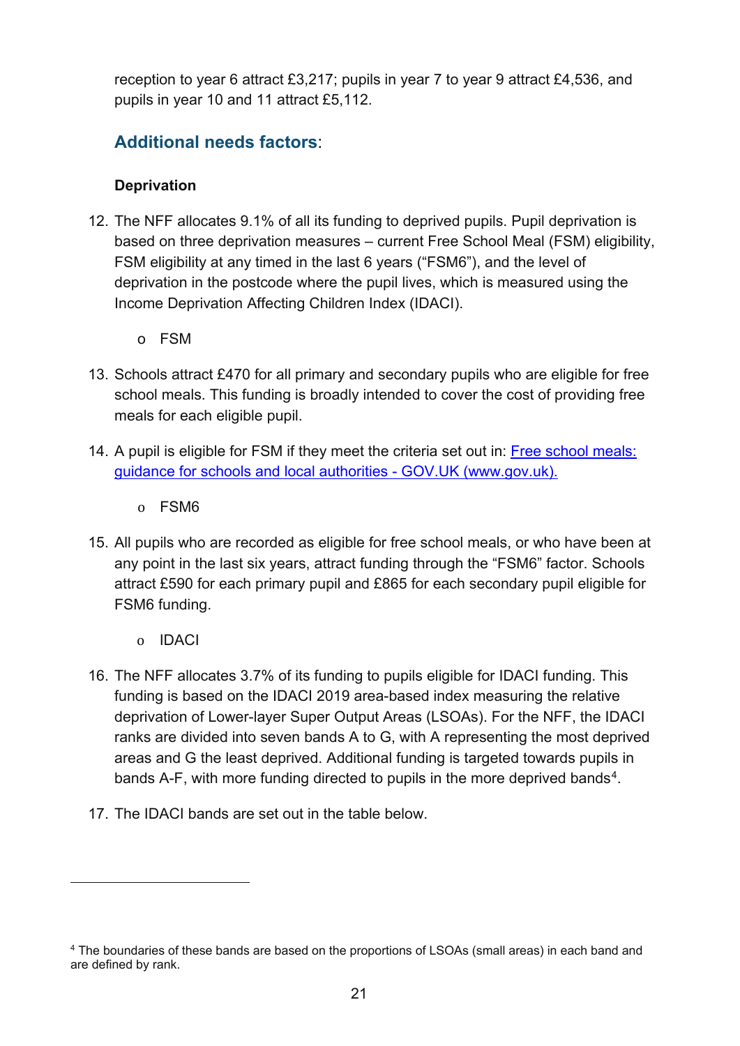reception to year 6 attract £3,217; pupils in year 7 to year 9 attract £4,536, and pupils in year 10 and 11 attract £5,112.

## Additional needs factors:

**Deprivation**

12. The NFF allocates 9.1% of all its funding to deprived pupils. Pupil deprivation is based on three deprivation measures – current Free School Meal (FSM) eligibility, FSM eligibility at any timed in the last 6 years ("FSM6"), and the level of deprivation in the postcode where the pupil lives, which is measured using the Income Deprivation Affecting Children Index (IDACI).

   - FSM

13. Schools attract £470 for all primary and secondary pupils who are eligible for free school meals. This funding is broadly intended to cover the cost of providing free meals for each eligible pupil.

14. A pupil is eligible for FSM if they meet the criteria set out in: [Free school meals: guidance for schools and local authorities - GOV.UK (www.gov.uk).](https://www.gov.uk)

   - FSM6

15. All pupils who are recorded as eligible for free school meals, or who have been at any point in the last six years, attract funding through the "FSM6" factor. Schools attract £590 for each primary pupil and £865 for each secondary pupil eligible for FSM6 funding.

   - IDACI

16. The NFF allocates 3.7% of its funding to pupils eligible for IDACI funding. This funding is based on the IDACI 2019 area-based index measuring the relative deprivation of Lower-layer Super Output Areas (LSOAs). For the NFF, the IDACI ranks are divided into seven bands A to G, with A representing the most deprived areas and G the least deprived. Additional funding is targeted towards pupils in bands A-F, with more funding directed to pupils in the more deprived bands[4].

17. The IDACI bands are set out in the table below.

---

[4] The boundaries of these bands are based on the proportions of LSOAs (small areas) in each band and are defined by rank.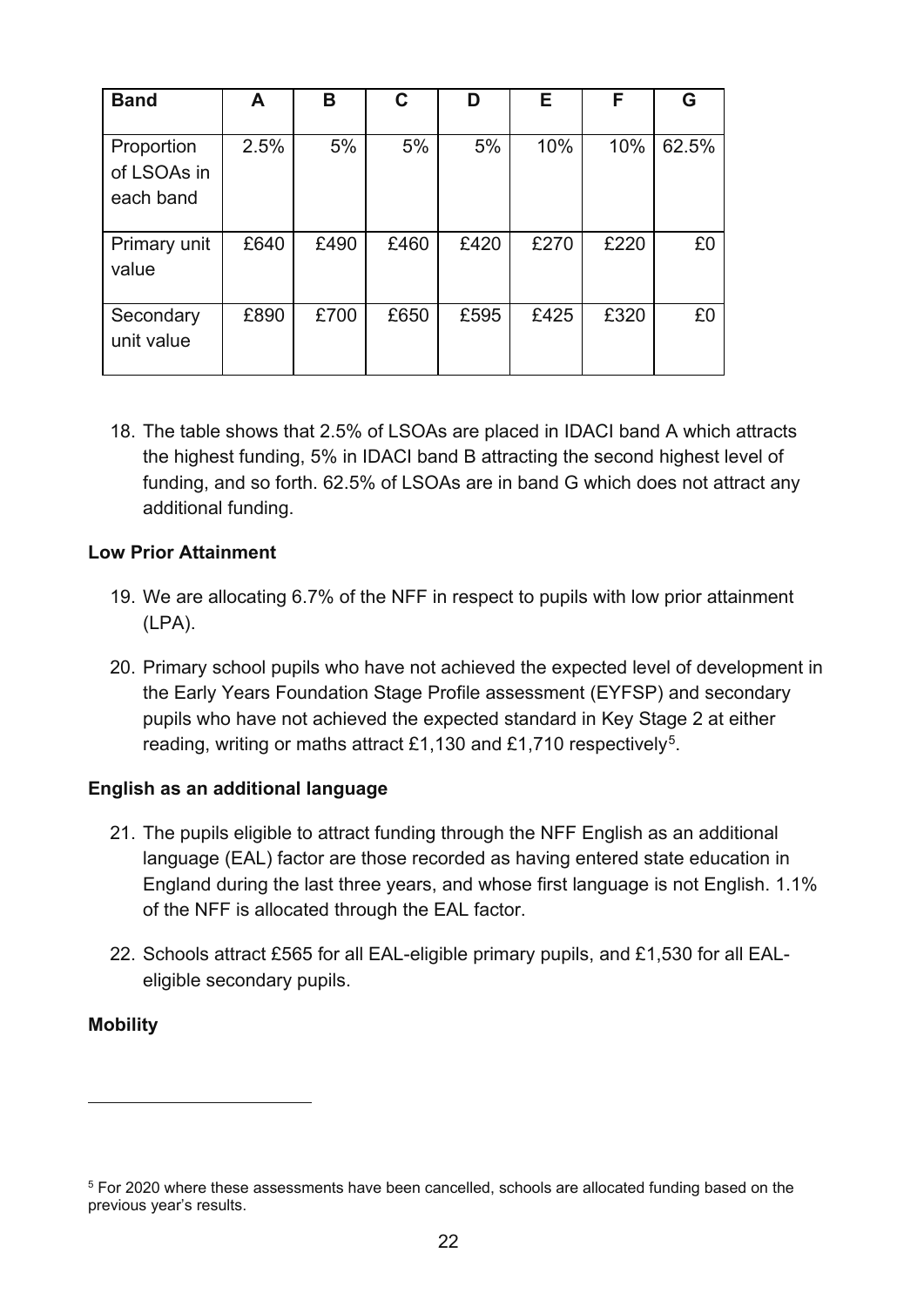| Band | A | B | C | D | E | F | G |
|---|---|---|---|---|---|---|---|
| Proportion of LSOAs in each band | 2.5% | 5% | 5% | 5% | 10% | 10% | 62.5% |
| Primary unit value | £640 | £490 | £460 | £420 | £270 | £220 | £0 |
| Secondary unit value | £890 | £700 | £650 | £595 | £425 | £320 | £0 |

18. The table shows that 2.5% of LSOAs are placed in IDACI band A which attracts the highest funding, 5% in IDACI band B attracting the second highest level of funding, and so forth. 62.5% of LSOAs are in band G which does not attract any additional funding.

**Low Prior Attainment**

19. We are allocating 6.7% of the NFF in respect to pupils with low prior attainment (LPA).
20. Primary school pupils who have not achieved the expected level of development in the Early Years Foundation Stage Profile assessment (EYFSP) and secondary pupils who have not achieved the expected standard in Key Stage 2 at either reading, writing or maths attract £1,130 and £1,710 respectively[5].

**English as an additional language**

21. The pupils eligible to attract funding through the NFF English as an additional language (EAL) factor are those recorded as having entered state education in England during the last three years, and whose first language is not English. 1.1% of the NFF is allocated through the EAL factor.
22. Schools attract £565 for all EAL-eligible primary pupils, and £1,530 for all EAL-eligible secondary pupils.

**Mobility**

[5] For 2020 where these assessments have been cancelled, schools are allocated funding based on the previous year's results.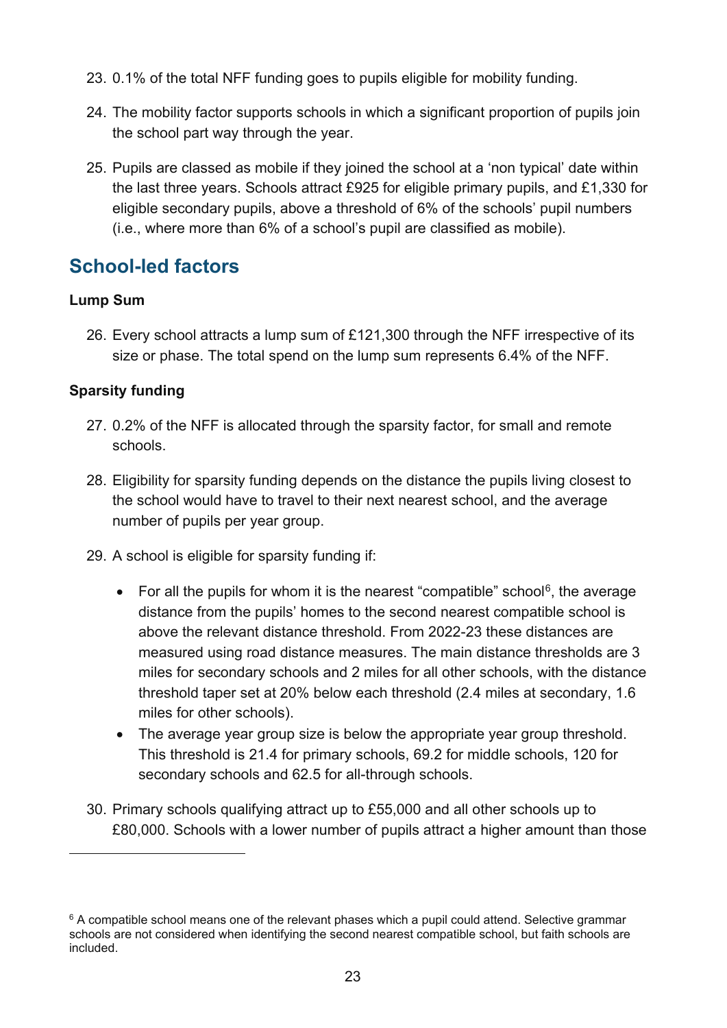23. 0.1% of the total NFF funding goes to pupils eligible for mobility funding.

24. The mobility factor supports schools in which a significant proportion of pupils join the school part way through the year.

25. Pupils are classed as mobile if they joined the school at a 'non typical' date within the last three years. Schools attract £925 for eligible primary pupils, and £1,330 for eligible secondary pupils, above a threshold of 6% of the schools' pupil numbers (i.e., where more than 6% of a school's pupil are classified as mobile).

## School-led factors

**Lump Sum**

26. Every school attracts a lump sum of £121,300 through the NFF irrespective of its size or phase. The total spend on the lump sum represents 6.4% of the NFF.

**Sparsity funding**

27. 0.2% of the NFF is allocated through the sparsity factor, for small and remote schools.

28. Eligibility for sparsity funding depends on the distance the pupils living closest to the school would have to travel to their next nearest school, and the average number of pupils per year group.

29. A school is eligible for sparsity funding if:

    - For all the pupils for whom it is the nearest "compatible" school[6], the average distance from the pupils' homes to the second nearest compatible school is above the relevant distance threshold. From 2022-23 these distances are measured using road distance measures. The main distance thresholds are 3 miles for secondary schools and 2 miles for all other schools, with the distance threshold taper set at 20% below each threshold (2.4 miles at secondary, 1.6 miles for other schools).
    - The average year group size is below the appropriate year group threshold. This threshold is 21.4 for primary schools, 69.2 for middle schools, 120 for secondary schools and 62.5 for all-through schools.

30. Primary schools qualifying attract up to £55,000 and all other schools up to £80,000. Schools with a lower number of pupils attract a higher amount than those

---

[6] A compatible school means one of the relevant phases which a pupil could attend. Selective grammar schools are not considered when identifying the second nearest compatible school, but faith schools are included.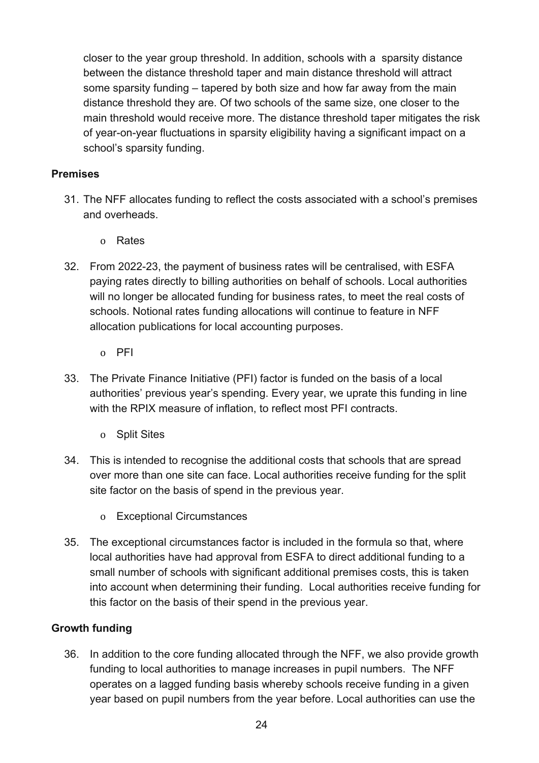closer to the year group threshold. In addition, schools with a sparsity distance between the distance threshold taper and main distance threshold will attract some sparsity funding – tapered by both size and how far away from the main distance threshold they are. Of two schools of the same size, one closer to the main threshold would receive more. The distance threshold taper mitigates the risk of year-on-year fluctuations in sparsity eligibility having a significant impact on a school's sparsity funding.

**Premises**

31. The NFF allocates funding to reflect the costs associated with a school's premises and overheads.

  - Rates

32. From 2022-23, the payment of business rates will be centralised, with ESFA paying rates directly to billing authorities on behalf of schools. Local authorities will no longer be allocated funding for business rates, to meet the real costs of schools. Notional rates funding allocations will continue to feature in NFF allocation publications for local accounting purposes.

  - PFI

33. The Private Finance Initiative (PFI) factor is funded on the basis of a local authorities' previous year's spending. Every year, we uprate this funding in line with the RPIX measure of inflation, to reflect most PFI contracts.

  - Split Sites

34. This is intended to recognise the additional costs that schools that are spread over more than one site can face. Local authorities receive funding for the split site factor on the basis of spend in the previous year.

  - Exceptional Circumstances

35. The exceptional circumstances factor is included in the formula so that, where local authorities have had approval from ESFA to direct additional funding to a small number of schools with significant additional premises costs, this is taken into account when determining their funding. Local authorities receive funding for this factor on the basis of their spend in the previous year.

**Growth funding**

36. In addition to the core funding allocated through the NFF, we also provide growth funding to local authorities to manage increases in pupil numbers. The NFF operates on a lagged funding basis whereby schools receive funding in a given year based on pupil numbers from the year before. Local authorities can use the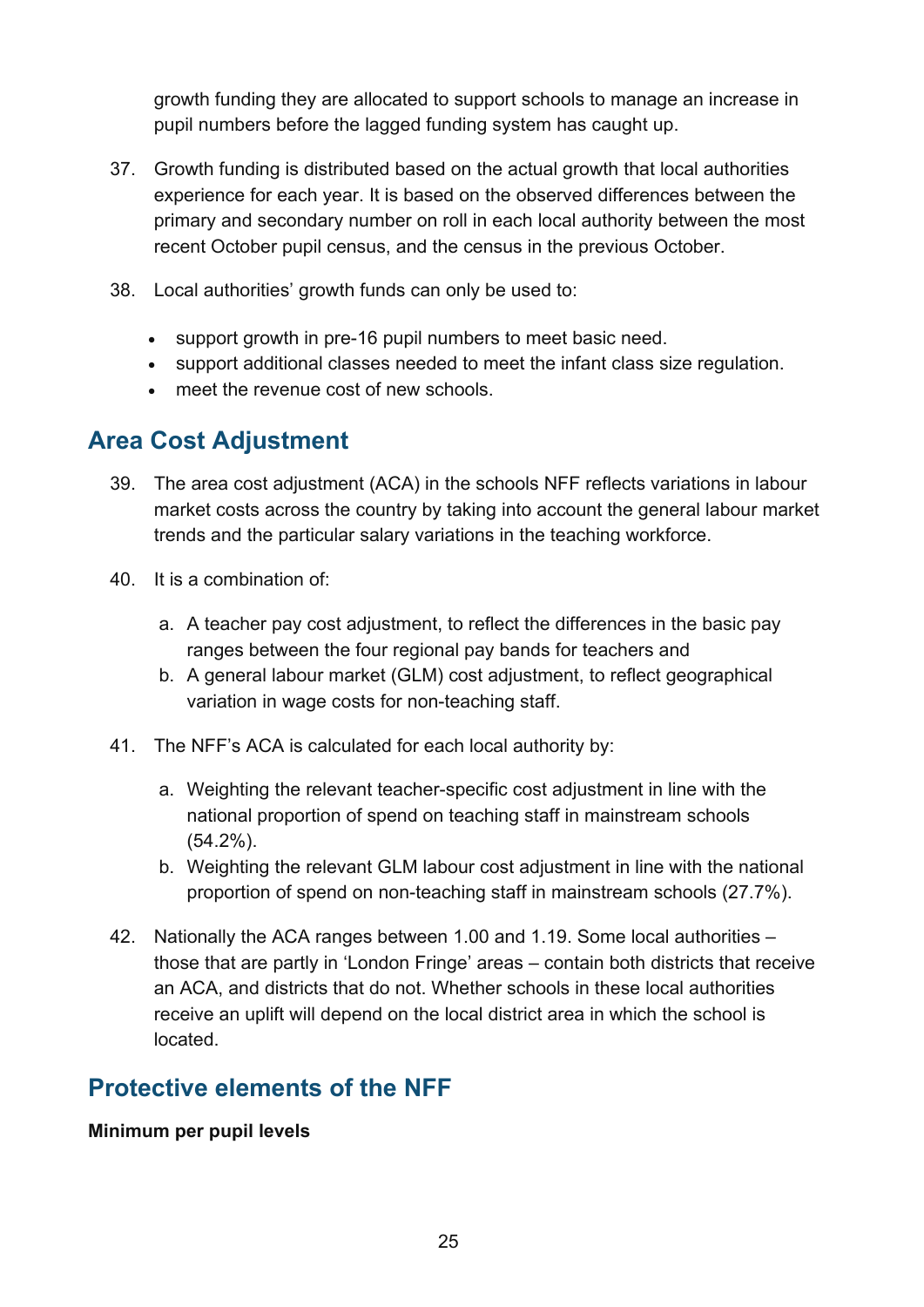growth funding they are allocated to support schools to manage an increase in pupil numbers before the lagged funding system has caught up.

37. Growth funding is distributed based on the actual growth that local authorities experience for each year. It is based on the observed differences between the primary and secondary number on roll in each local authority between the most recent October pupil census, and the census in the previous October.

38. Local authorities' growth funds can only be used to:

    - support growth in pre-16 pupil numbers to meet basic need.
    - support additional classes needed to meet the infant class size regulation.
    - meet the revenue cost of new schools.

## Area Cost Adjustment

39. The area cost adjustment (ACA) in the schools NFF reflects variations in labour market costs across the country by taking into account the general labour market trends and the particular salary variations in the teaching workforce.

40. It is a combination of:

    a. A teacher pay cost adjustment, to reflect the differences in the basic pay ranges between the four regional pay bands for teachers and
    b. A general labour market (GLM) cost adjustment, to reflect geographical variation in wage costs for non-teaching staff.

41. The NFF's ACA is calculated for each local authority by:

    a. Weighting the relevant teacher-specific cost adjustment in line with the national proportion of spend on teaching staff in mainstream schools (54.2%).
    b. Weighting the relevant GLM labour cost adjustment in line with the national proportion of spend on non-teaching staff in mainstream schools (27.7%).

42. Nationally the ACA ranges between 1.00 and 1.19. Some local authorities – those that are partly in 'London Fringe' areas – contain both districts that receive an ACA, and districts that do not. Whether schools in these local authorities receive an uplift will depend on the local district area in which the school is located.

## Protective elements of the NFF

**Minimum per pupil levels**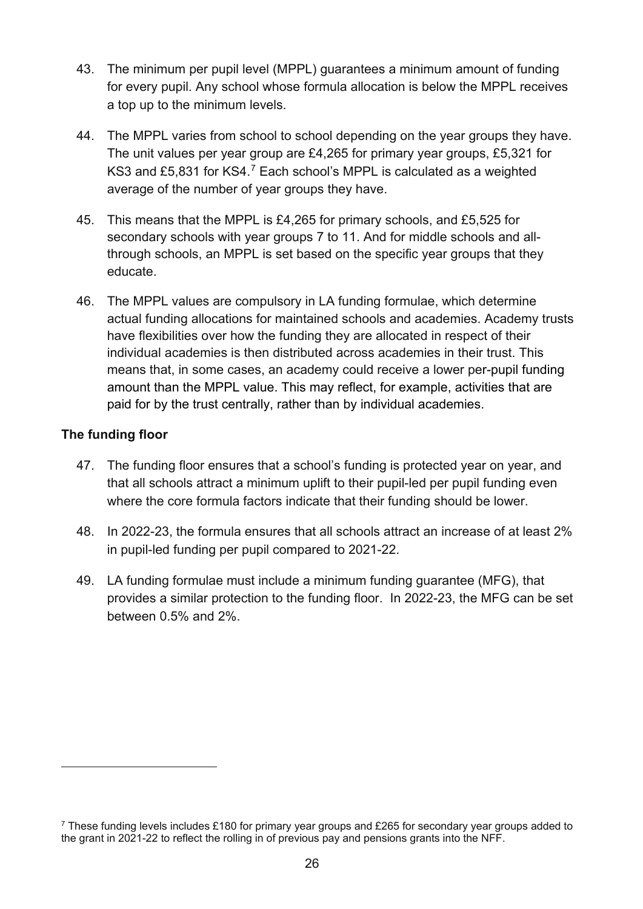43. The minimum per pupil level (MPPL) guarantees a minimum amount of funding for every pupil. Any school whose formula allocation is below the MPPL receives a top up to the minimum levels.

44. The MPPL varies from school to school depending on the year groups they have. The unit values per year group are £4,265 for primary year groups, £5,321 for KS3 and £5,831 for KS4.[7] Each school's MPPL is calculated as a weighted average of the number of year groups they have.

45. This means that the MPPL is £4,265 for primary schools, and £5,525 for secondary schools with year groups 7 to 11. And for middle schools and all-through schools, an MPPL is set based on the specific year groups that they educate.

46. The MPPL values are compulsory in LA funding formulae, which determine actual funding allocations for maintained schools and academies. Academy trusts have flexibilities over how the funding they are allocated in respect of their individual academies is then distributed across academies in their trust. This means that, in some cases, an academy could receive a lower per-pupil funding amount than the MPPL value. This may reflect, for example, activities that are paid for by the trust centrally, rather than by individual academies.

**The funding floor**

47. The funding floor ensures that a school's funding is protected year on year, and that all schools attract a minimum uplift to their pupil-led per pupil funding even where the core formula factors indicate that their funding should be lower.

48. In 2022-23, the formula ensures that all schools attract an increase of at least 2% in pupil-led funding per pupil compared to 2021-22.

49. LA funding formulae must include a minimum funding guarantee (MFG), that provides a similar protection to the funding floor. In 2022-23, the MFG can be set between 0.5% and 2%.

---

[7] These funding levels includes £180 for primary year groups and £265 for secondary year groups added to the grant in 2021-22 to reflect the rolling in of previous pay and pensions grants into the NFF.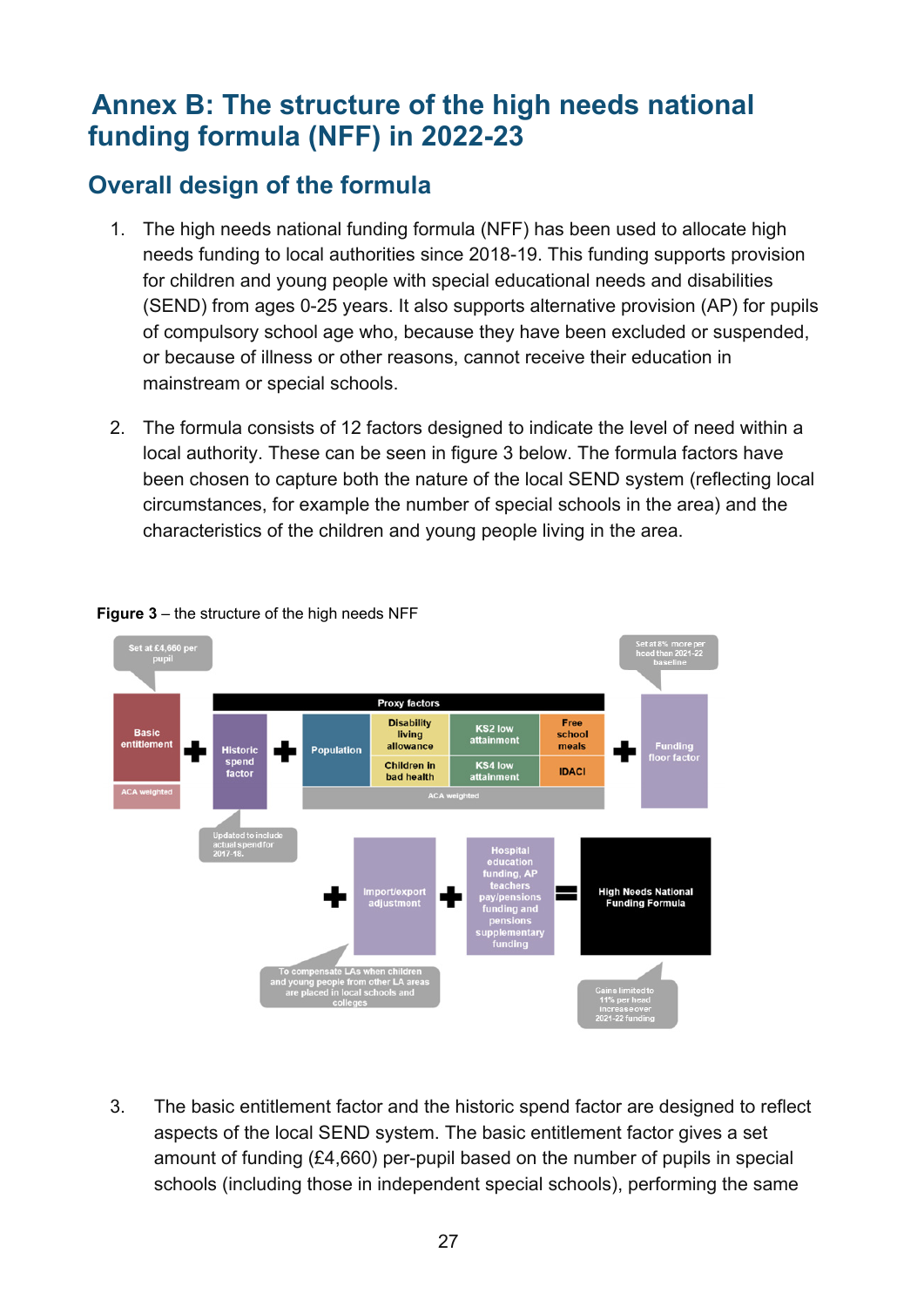# Annex B: The structure of the high needs national funding formula (NFF) in 2022-23

## Overall design of the formula

1. The high needs national funding formula (NFF) has been used to allocate high needs funding to local authorities since 2018-19. This funding supports provision for children and young people with special educational needs and disabilities (SEND) from ages 0-25 years. It also supports alternative provision (AP) for pupils of compulsory school age who, because they have been excluded or suspended, or because of illness or other reasons, cannot receive their education in mainstream or special schools.

2. The formula consists of 12 factors designed to indicate the level of need within a local authority. These can be seen in figure 3 below. The formula factors have been chosen to capture both the nature of the local SEND system (reflecting local circumstances, for example the number of special schools in the area) and the characteristics of the children and young people living in the area.

**Figure 3** – the structure of the high needs NFF

Set at £4,660 per pupil

Basic entitlement (ACA weighted) + Historic spend factor + Proxy factors: Population, Disability living allowance, Children in bad health, KS2 low attainment, KS4 low attainment, Free school meals, IDACI (ACA weighted) + Funding floor factor

Set at 8% more per head than 2021-22 baseline

Updated to include actual spend for 2017-18.

+ Import/export adjustment + Hospital education funding, AP teachers pay/pensions funding and pensions supplementary funding = High Needs National Funding Formula

To compensate LAs when children and young people from other LA areas are placed in local schools and colleges

Gains limited to 11% per head increase over 2021-22 funding

3. The basic entitlement factor and the historic spend factor are designed to reflect aspects of the local SEND system. The basic entitlement factor gives a set amount of funding (£4,660) per-pupil based on the number of pupils in special schools (including those in independent special schools), performing the same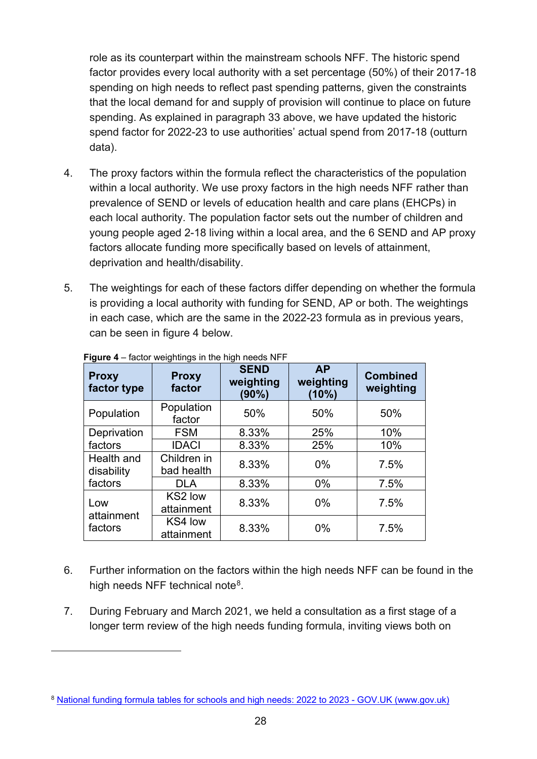role as its counterpart within the mainstream schools NFF. The historic spend factor provides every local authority with a set percentage (50%) of their 2017-18 spending on high needs to reflect past spending patterns, given the constraints that the local demand for and supply of provision will continue to place on future spending. As explained in paragraph 33 above, we have updated the historic spend factor for 2022-23 to use authorities' actual spend from 2017-18 (outturn data).

4. The proxy factors within the formula reflect the characteristics of the population within a local authority. We use proxy factors in the high needs NFF rather than prevalence of SEND or levels of education health and care plans (EHCPs) in each local authority. The population factor sets out the number of children and young people aged 2-18 living within a local area, and the 6 SEND and AP proxy factors allocate funding more specifically based on levels of attainment, deprivation and health/disability.

5. The weightings for each of these factors differ depending on whether the formula is providing a local authority with funding for SEND, AP or both. The weightings in each case, which are the same in the 2022-23 formula as in previous years, can be seen in figure 4 below.

**Figure 4** – factor weightings in the high needs NFF

| Proxy factor type | Proxy factor | SEND weighting (90%) | AP weighting (10%) | Combined weighting |
|---|---|---|---|---|
| Population | Population factor | 50% | 50% | 50% |
| Deprivation factors | FSM | 8.33% | 25% | 10% |
| | IDACI | 8.33% | 25% | 10% |
| Health and disability factors | Children in bad health | 8.33% | 0% | 7.5% |
| | DLA | 8.33% | 0% | 7.5% |
| Low attainment factors | KS2 low attainment | 8.33% | 0% | 7.5% |
| | KS4 low attainment | 8.33% | 0% | 7.5% |

6. Further information on the factors within the high needs NFF can be found in the high needs NFF technical note[8].

7. During February and March 2021, we held a consultation as a first stage of a longer term review of the high needs funding formula, inviting views both on

[8] National funding formula tables for schools and high needs: 2022 to 2023 - GOV.UK (www.gov.uk)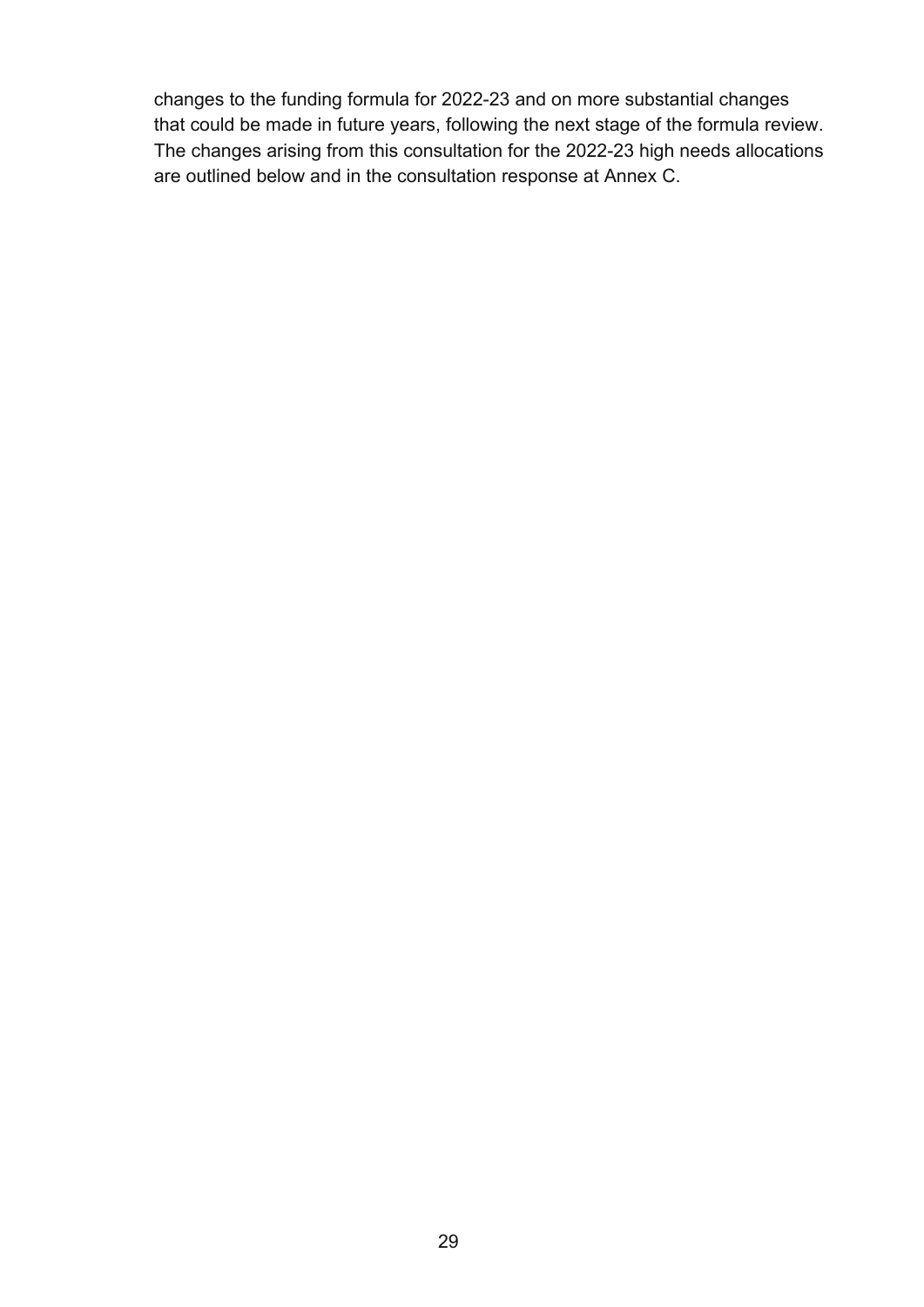changes to the funding formula for 2022-23 and on more substantial changes that could be made in future years, following the next stage of the formula review. The changes arising from this consultation for the 2022-23 high needs allocations are outlined below and in the consultation response at Annex C.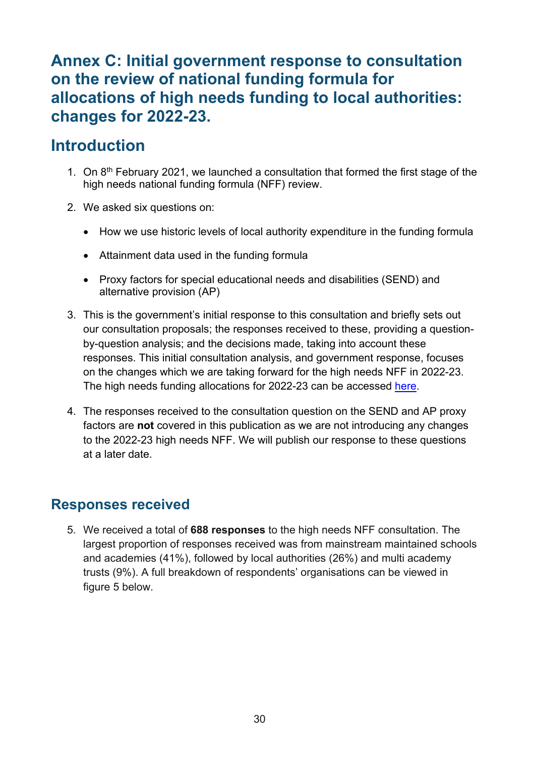# Annex C: Initial government response to consultation on the review of national funding formula for allocations of high needs funding to local authorities: changes for 2022-23.

## Introduction

1. On 8th February 2021, we launched a consultation that formed the first stage of the high needs national funding formula (NFF) review.

2. We asked six questions on:

   - How we use historic levels of local authority expenditure in the funding formula
   - Attainment data used in the funding formula
   - Proxy factors for special educational needs and disabilities (SEND) and alternative provision (AP)

3. This is the government's initial response to this consultation and briefly sets out our consultation proposals; the responses received to these, providing a question-by-question analysis; and the decisions made, taking into account these responses. This initial consultation analysis, and government response, focuses on the changes which we are taking forward for the high needs NFF in 2022-23. The high needs funding allocations for 2022-23 can be accessed here.

4. The responses received to the consultation question on the SEND and AP proxy factors are **not** covered in this publication as we are not introducing any changes to the 2022-23 high needs NFF. We will publish our response to these questions at a later date.

## Responses received

5. We received a total of **688 responses** to the high needs NFF consultation. The largest proportion of responses received was from mainstream maintained schools and academies (41%), followed by local authorities (26%) and multi academy trusts (9%). A full breakdown of respondents' organisations can be viewed in figure 5 below.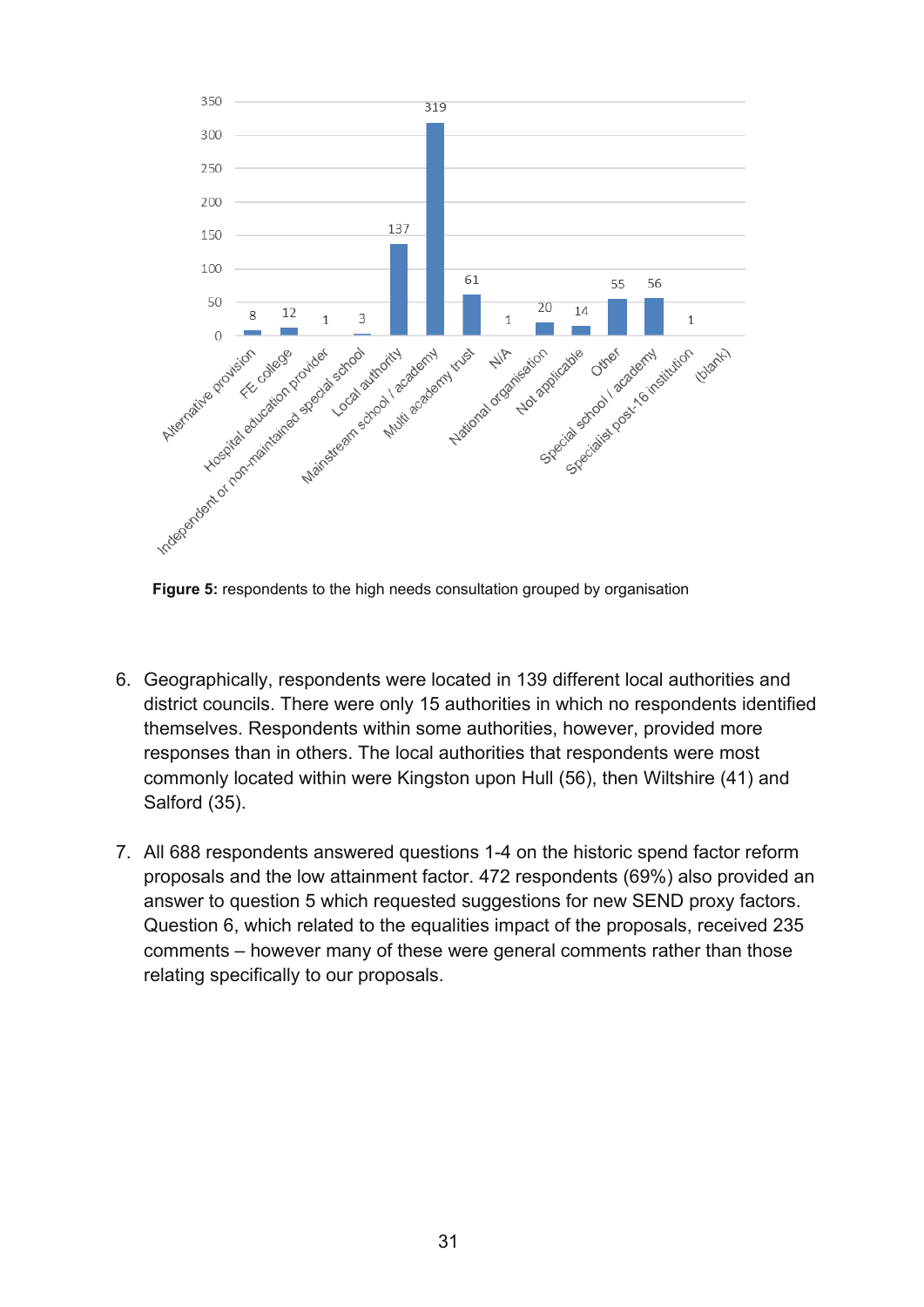| Organisation | Respondents |
|---|---|
| Alternative provision | 8 |
| FE college | 12 |
| Hospital education provider | 1 |
| Independent or non-maintained special school | 3 |
| Local authority | 137 |
| Mainstream school / academy | 319 |
| Multi academy trust | 61 |
| N/A | 1 |
| National organisation | 20 |
| Not applicable | 14 |
| Other | 55 |
| Special school / academy | 56 |
| Specialist post-16 institution | 1 |
| (blank) | |

**Figure 5:** respondents to the high needs consultation grouped by organisation

6. Geographically, respondents were located in 139 different local authorities and district councils. There were only 15 authorities in which no respondents identified themselves. Respondents within some authorities, however, provided more responses than in others. The local authorities that respondents were most commonly located within were Kingston upon Hull (56), then Wiltshire (41) and Salford (35).

7. All 688 respondents answered questions 1-4 on the historic spend factor reform proposals and the low attainment factor. 472 respondents (69%) also provided an answer to question 5 which requested suggestions for new SEND proxy factors. Question 6, which related to the equalities impact of the proposals, received 235 comments – however many of these were general comments rather than those relating specifically to our proposals.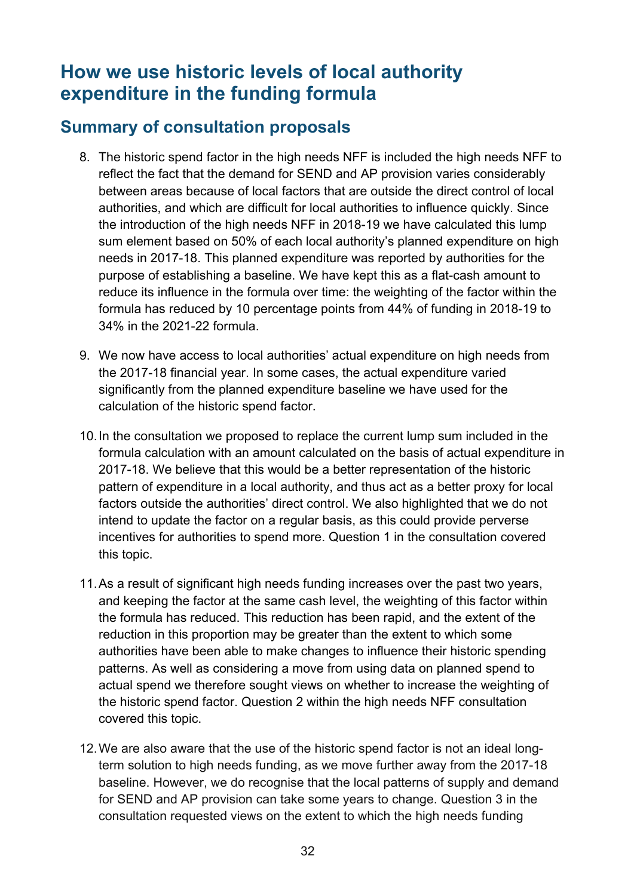## How we use historic levels of local authority expenditure in the funding formula

### Summary of consultation proposals

8. The historic spend factor in the high needs NFF is included the high needs NFF to reflect the fact that the demand for SEND and AP provision varies considerably between areas because of local factors that are outside the direct control of local authorities, and which are difficult for local authorities to influence quickly. Since the introduction of the high needs NFF in 2018-19 we have calculated this lump sum element based on 50% of each local authority's planned expenditure on high needs in 2017-18. This planned expenditure was reported by authorities for the purpose of establishing a baseline. We have kept this as a flat-cash amount to reduce its influence in the formula over time: the weighting of the factor within the formula has reduced by 10 percentage points from 44% of funding in 2018-19 to 34% in the 2021-22 formula.

9. We now have access to local authorities' actual expenditure on high needs from the 2017-18 financial year. In some cases, the actual expenditure varied significantly from the planned expenditure baseline we have used for the calculation of the historic spend factor.

10. In the consultation we proposed to replace the current lump sum included in the formula calculation with an amount calculated on the basis of actual expenditure in 2017-18. We believe that this would be a better representation of the historic pattern of expenditure in a local authority, and thus act as a better proxy for local factors outside the authorities' direct control. We also highlighted that we do not intend to update the factor on a regular basis, as this could provide perverse incentives for authorities to spend more. Question 1 in the consultation covered this topic.

11. As a result of significant high needs funding increases over the past two years, and keeping the factor at the same cash level, the weighting of this factor within the formula has reduced. This reduction has been rapid, and the extent of the reduction in this proportion may be greater than the extent to which some authorities have been able to make changes to influence their historic spending patterns. As well as considering a move from using data on planned spend to actual spend we therefore sought views on whether to increase the weighting of the historic spend factor. Question 2 within the high needs NFF consultation covered this topic.

12. We are also aware that the use of the historic spend factor is not an ideal long-term solution to high needs funding, as we move further away from the 2017-18 baseline. However, we do recognise that the local patterns of supply and demand for SEND and AP provision can take some years to change. Question 3 in the consultation requested views on the extent to which the high needs funding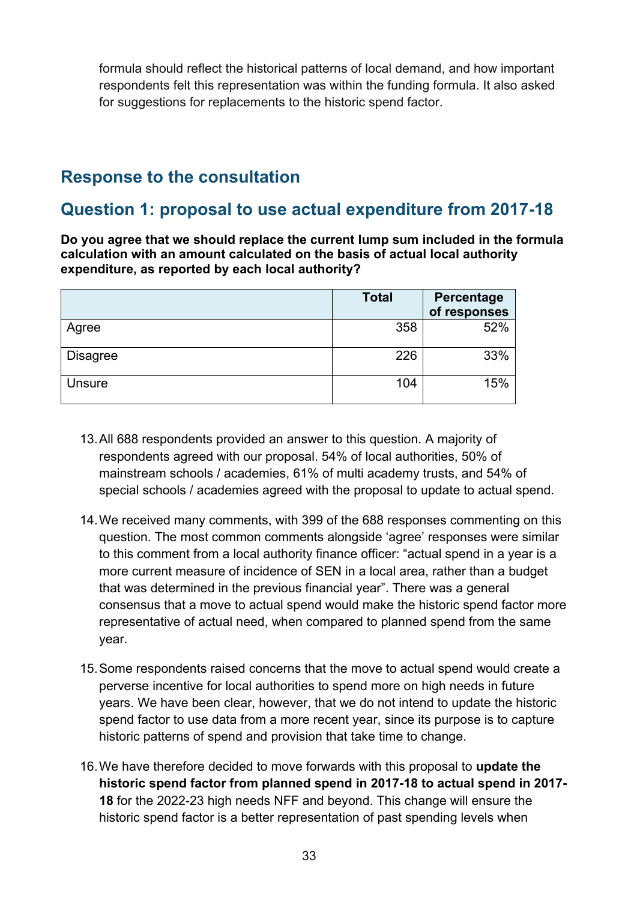formula should reflect the historical patterns of local demand, and how important respondents felt this representation was within the funding formula. It also asked for suggestions for replacements to the historic spend factor.

## Response to the consultation

## Question 1: proposal to use actual expenditure from 2017-18

**Do you agree that we should replace the current lump sum included in the formula calculation with an amount calculated on the basis of actual local authority expenditure, as reported by each local authority?**

| | Total | Percentage of responses |
|---|---|---|
| Agree | 358 | 52% |
| Disagree | 226 | 33% |
| Unsure | 104 | 15% |

13. All 688 respondents provided an answer to this question. A majority of respondents agreed with our proposal. 54% of local authorities, 50% of mainstream schools / academies, 61% of multi academy trusts, and 54% of special schools / academies agreed with the proposal to update to actual spend.

14. We received many comments, with 399 of the 688 responses commenting on this question. The most common comments alongside 'agree' responses were similar to this comment from a local authority finance officer: "actual spend in a year is a more current measure of incidence of SEN in a local area, rather than a budget that was determined in the previous financial year". There was a general consensus that a move to actual spend would make the historic spend factor more representative of actual need, when compared to planned spend from the same year.

15. Some respondents raised concerns that the move to actual spend would create a perverse incentive for local authorities to spend more on high needs in future years. We have been clear, however, that we do not intend to update the historic spend factor to use data from a more recent year, since its purpose is to capture historic patterns of spend and provision that take time to change.

16. We have therefore decided to move forwards with this proposal to **update the historic spend factor from planned spend in 2017-18 to actual spend in 2017-18** for the 2022-23 high needs NFF and beyond. This change will ensure the historic spend factor is a better representation of past spending levels when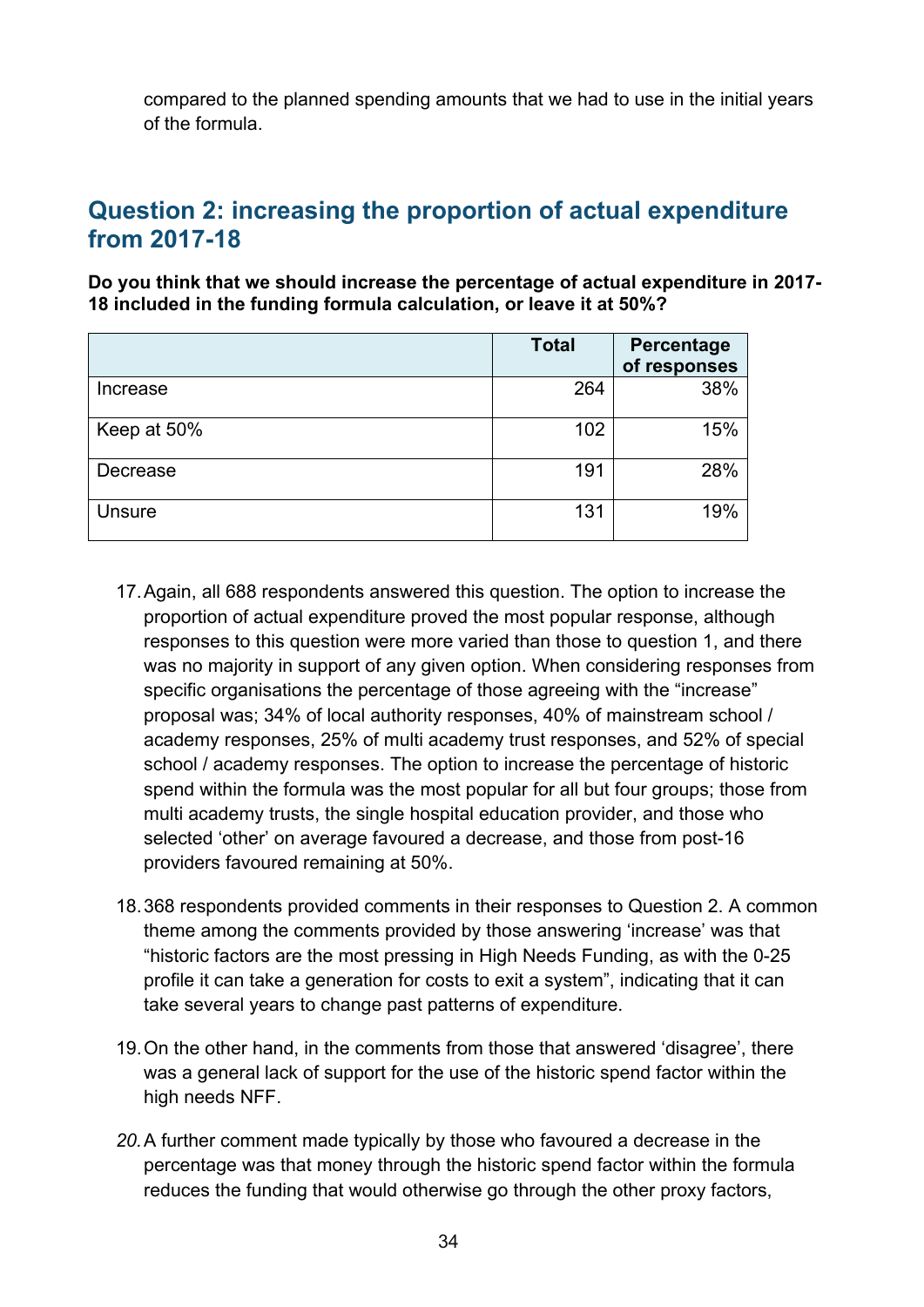compared to the planned spending amounts that we had to use in the initial years of the formula.

## Question 2: increasing the proportion of actual expenditure from 2017-18

**Do you think that we should increase the percentage of actual expenditure in 2017-18 included in the funding formula calculation, or leave it at 50%?**

| | Total | Percentage of responses |
|---|---|---|
| Increase | 264 | 38% |
| Keep at 50% | 102 | 15% |
| Decrease | 191 | 28% |
| Unsure | 131 | 19% |

17. Again, all 688 respondents answered this question. The option to increase the proportion of actual expenditure proved the most popular response, although responses to this question were more varied than those to question 1, and there was no majority in support of any given option. When considering responses from specific organisations the percentage of those agreeing with the "increase" proposal was; 34% of local authority responses, 40% of mainstream school / academy responses, 25% of multi academy trust responses, and 52% of special school / academy responses. The option to increase the percentage of historic spend within the formula was the most popular for all but four groups; those from multi academy trusts, the single hospital education provider, and those who selected 'other' on average favoured a decrease, and those from post-16 providers favoured remaining at 50%.

18. 368 respondents provided comments in their responses to Question 2. A common theme among the comments provided by those answering 'increase' was that "historic factors are the most pressing in High Needs Funding, as with the 0-25 profile it can take a generation for costs to exit a system", indicating that it can take several years to change past patterns of expenditure.

19. On the other hand, in the comments from those that answered 'disagree', there was a general lack of support for the use of the historic spend factor within the high needs NFF.

20. A further comment made typically by those who favoured a decrease in the percentage was that money through the historic spend factor within the formula reduces the funding that would otherwise go through the other proxy factors,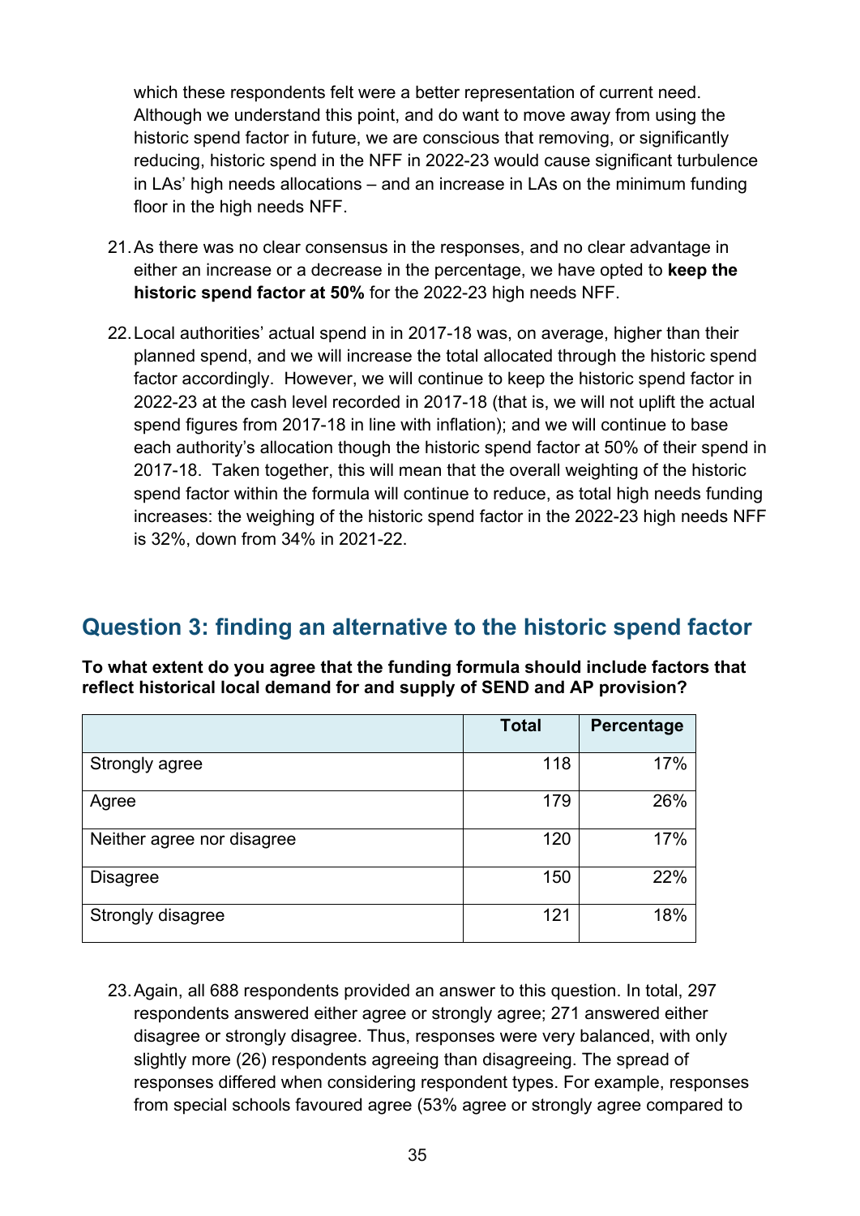which these respondents felt were a better representation of current need. Although we understand this point, and do want to move away from using the historic spend factor in future, we are conscious that removing, or significantly reducing, historic spend in the NFF in 2022-23 would cause significant turbulence in LAs' high needs allocations – and an increase in LAs on the minimum funding floor in the high needs NFF.

21. As there was no clear consensus in the responses, and no clear advantage in either an increase or a decrease in the percentage, we have opted to **keep the historic spend factor at 50%** for the 2022-23 high needs NFF.

22. Local authorities' actual spend in in 2017-18 was, on average, higher than their planned spend, and we will increase the total allocated through the historic spend factor accordingly. However, we will continue to keep the historic spend factor in 2022-23 at the cash level recorded in 2017-18 (that is, we will not uplift the actual spend figures from 2017-18 in line with inflation); and we will continue to base each authority's allocation though the historic spend factor at 50% of their spend in 2017-18. Taken together, this will mean that the overall weighting of the historic spend factor within the formula will continue to reduce, as total high needs funding increases: the weighing of the historic spend factor in the 2022-23 high needs NFF is 32%, down from 34% in 2021-22.

## Question 3: finding an alternative to the historic spend factor

**To what extent do you agree that the funding formula should include factors that reflect historical local demand for and supply of SEND and AP provision?**

| | Total | Percentage |
|---|---|---|
| Strongly agree | 118 | 17% |
| Agree | 179 | 26% |
| Neither agree nor disagree | 120 | 17% |
| Disagree | 150 | 22% |
| Strongly disagree | 121 | 18% |

23. Again, all 688 respondents provided an answer to this question. In total, 297 respondents answered either agree or strongly agree; 271 answered either disagree or strongly disagree. Thus, responses were very balanced, with only slightly more (26) respondents agreeing than disagreeing. The spread of responses differed when considering respondent types. For example, responses from special schools favoured agree (53% agree or strongly agree compared to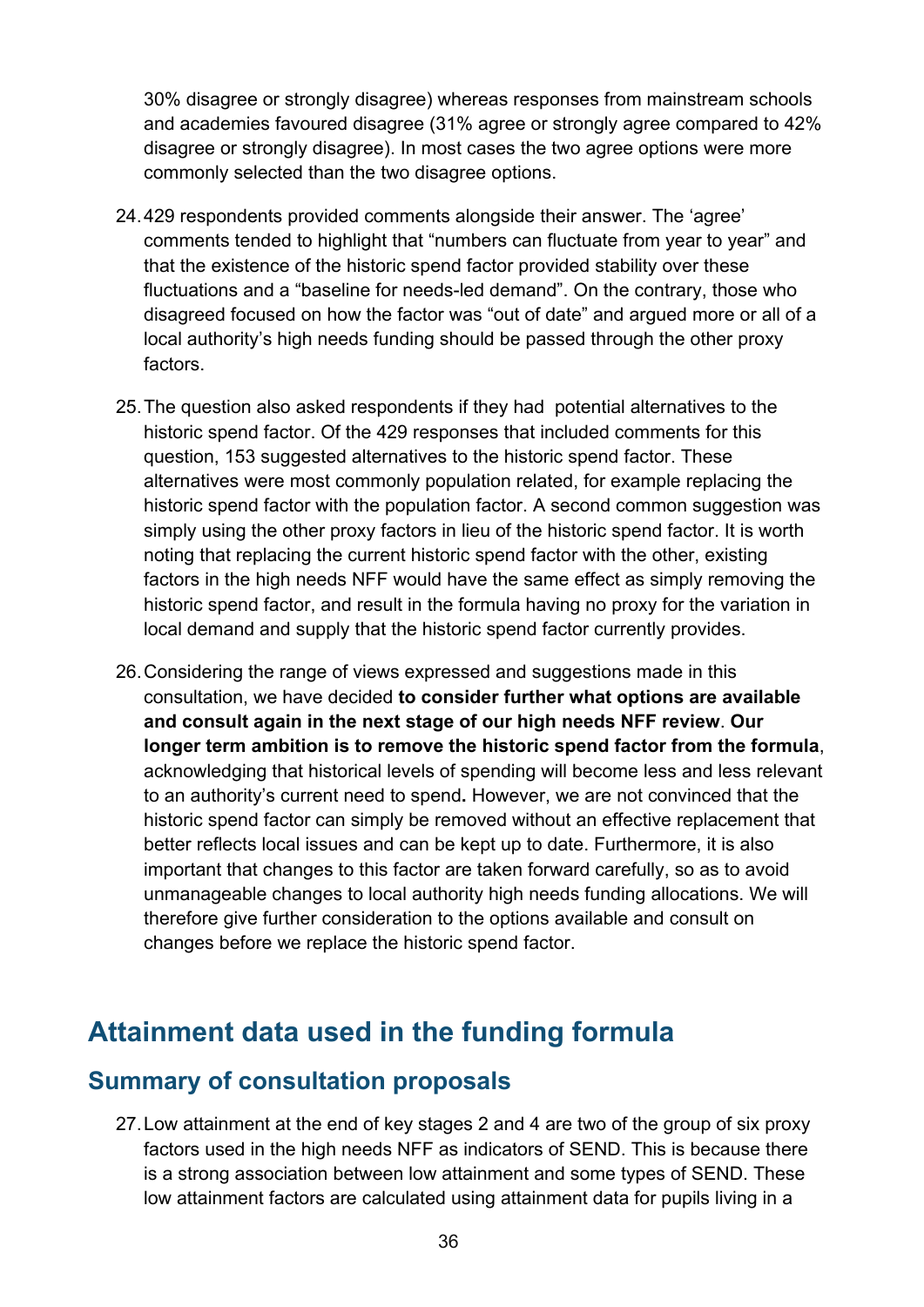30% disagree or strongly disagree) whereas responses from mainstream schools and academies favoured disagree (31% agree or strongly agree compared to 42% disagree or strongly disagree). In most cases the two agree options were more commonly selected than the two disagree options.

24. 429 respondents provided comments alongside their answer. The 'agree' comments tended to highlight that "numbers can fluctuate from year to year" and that the existence of the historic spend factor provided stability over these fluctuations and a "baseline for needs-led demand". On the contrary, those who disagreed focused on how the factor was "out of date" and argued more or all of a local authority's high needs funding should be passed through the other proxy factors.

25. The question also asked respondents if they had potential alternatives to the historic spend factor. Of the 429 responses that included comments for this question, 153 suggested alternatives to the historic spend factor. These alternatives were most commonly population related, for example replacing the historic spend factor with the population factor. A second common suggestion was simply using the other proxy factors in lieu of the historic spend factor. It is worth noting that replacing the current historic spend factor with the other, existing factors in the high needs NFF would have the same effect as simply removing the historic spend factor, and result in the formula having no proxy for the variation in local demand and supply that the historic spend factor currently provides.

26. Considering the range of views expressed and suggestions made in this consultation, we have decided **to consider further what options are available and consult again in the next stage of our high needs NFF review**. **Our longer term ambition is to remove the historic spend factor from the formula**, acknowledging that historical levels of spending will become less and less relevant to an authority's current need to spend**.** However, we are not convinced that the historic spend factor can simply be removed without an effective replacement that better reflects local issues and can be kept up to date. Furthermore, it is also important that changes to this factor are taken forward carefully, so as to avoid unmanageable changes to local authority high needs funding allocations. We will therefore give further consideration to the options available and consult on changes before we replace the historic spend factor.

## Attainment data used in the funding formula

### Summary of consultation proposals

27. Low attainment at the end of key stages 2 and 4 are two of the group of six proxy factors used in the high needs NFF as indicators of SEND. This is because there is a strong association between low attainment and some types of SEND. These low attainment factors are calculated using attainment data for pupils living in a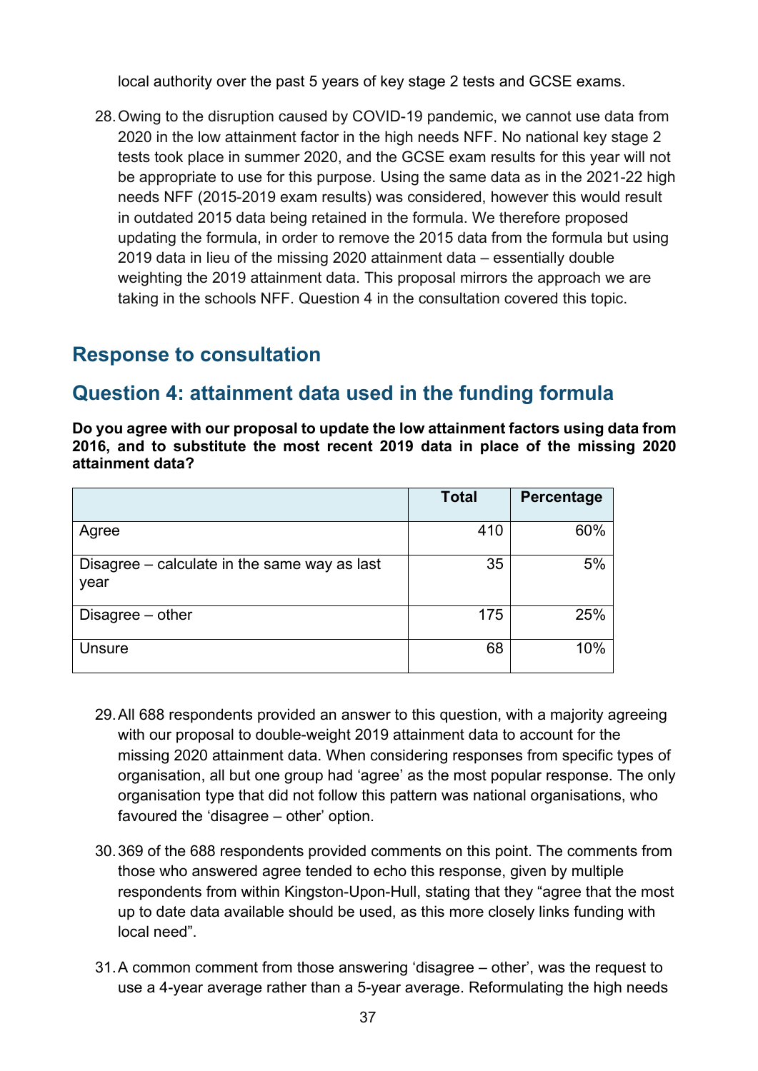local authority over the past 5 years of key stage 2 tests and GCSE exams.

28. Owing to the disruption caused by COVID-19 pandemic, we cannot use data from 2020 in the low attainment factor in the high needs NFF. No national key stage 2 tests took place in summer 2020, and the GCSE exam results for this year will not be appropriate to use for this purpose. Using the same data as in the 2021-22 high needs NFF (2015-2019 exam results) was considered, however this would result in outdated 2015 data being retained in the formula. We therefore proposed updating the formula, in order to remove the 2015 data from the formula but using 2019 data in lieu of the missing 2020 attainment data – essentially double weighting the 2019 attainment data. This proposal mirrors the approach we are taking in the schools NFF. Question 4 in the consultation covered this topic.

## Response to consultation

## Question 4: attainment data used in the funding formula

**Do you agree with our proposal to update the low attainment factors using data from 2016, and to substitute the most recent 2019 data in place of the missing 2020 attainment data?**

| | Total | Percentage |
|---|---:|---:|
| Agree | 410 | 60% |
| Disagree – calculate in the same way as last year | 35 | 5% |
| Disagree – other | 175 | 25% |
| Unsure | 68 | 10% |

29. All 688 respondents provided an answer to this question, with a majority agreeing with our proposal to double-weight 2019 attainment data to account for the missing 2020 attainment data. When considering responses from specific types of organisation, all but one group had 'agree' as the most popular response. The only organisation type that did not follow this pattern was national organisations, who favoured the 'disagree – other' option.

30. 369 of the 688 respondents provided comments on this point. The comments from those who answered agree tended to echo this response, given by multiple respondents from within Kingston-Upon-Hull, stating that they "agree that the most up to date data available should be used, as this more closely links funding with local need".

31. A common comment from those answering 'disagree – other', was the request to use a 4-year average rather than a 5-year average. Reformulating the high needs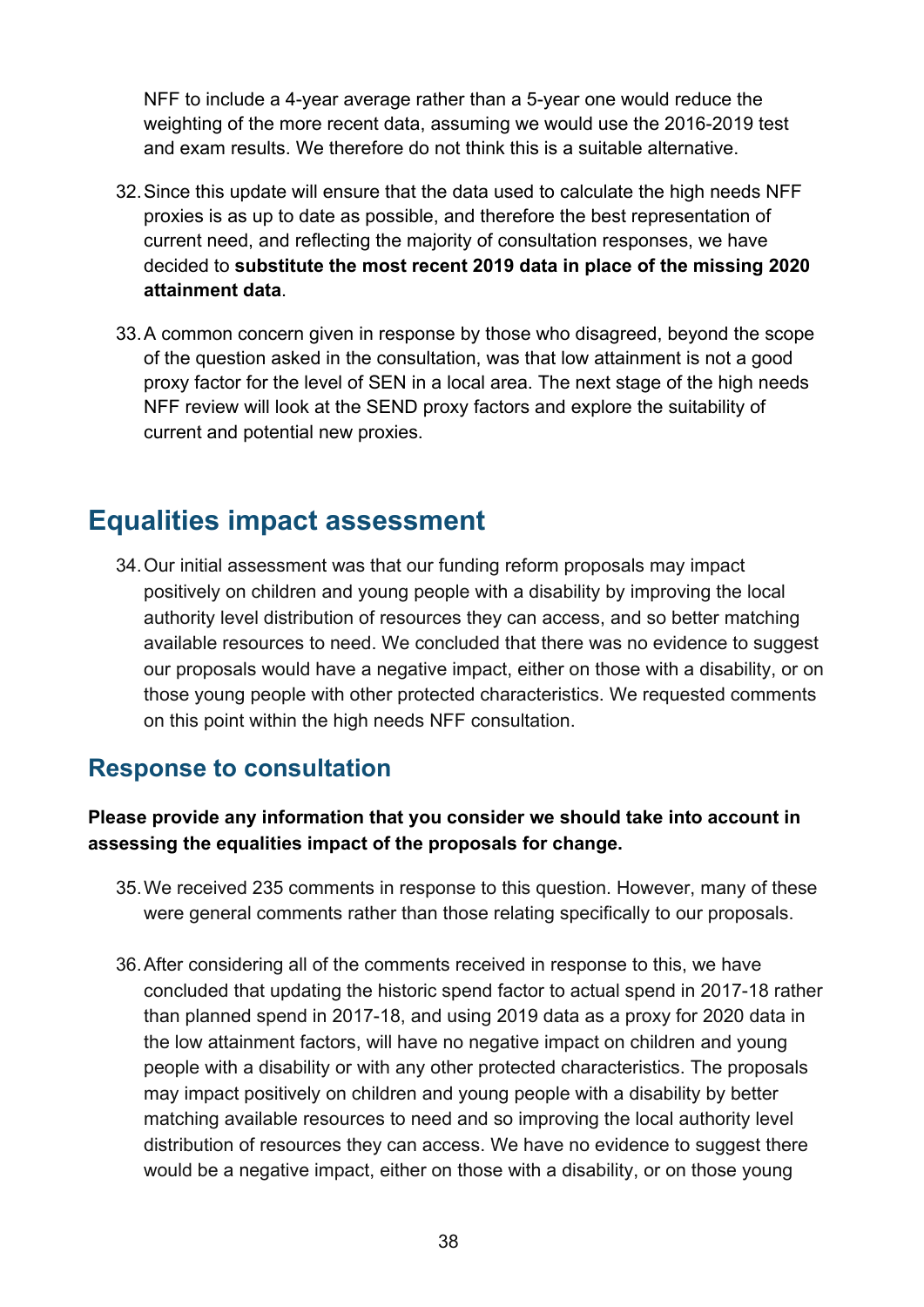NFF to include a 4-year average rather than a 5-year one would reduce the weighting of the more recent data, assuming we would use the 2016-2019 test and exam results. We therefore do not think this is a suitable alternative.

32. Since this update will ensure that the data used to calculate the high needs NFF proxies is as up to date as possible, and therefore the best representation of current need, and reflecting the majority of consultation responses, we have decided to **substitute the most recent 2019 data in place of the missing 2020 attainment data**.

33. A common concern given in response by those who disagreed, beyond the scope of the question asked in the consultation, was that low attainment is not a good proxy factor for the level of SEN in a local area. The next stage of the high needs NFF review will look at the SEND proxy factors and explore the suitability of current and potential new proxies.

## Equalities impact assessment

34. Our initial assessment was that our funding reform proposals may impact positively on children and young people with a disability by improving the local authority level distribution of resources they can access, and so better matching available resources to need. We concluded that there was no evidence to suggest our proposals would have a negative impact, either on those with a disability, or on those young people with other protected characteristics. We requested comments on this point within the high needs NFF consultation.

### Response to consultation

**Please provide any information that you consider we should take into account in assessing the equalities impact of the proposals for change.**

35. We received 235 comments in response to this question. However, many of these were general comments rather than those relating specifically to our proposals.

36. After considering all of the comments received in response to this, we have concluded that updating the historic spend factor to actual spend in 2017-18 rather than planned spend in 2017-18, and using 2019 data as a proxy for 2020 data in the low attainment factors, will have no negative impact on children and young people with a disability or with any other protected characteristics. The proposals may impact positively on children and young people with a disability by better matching available resources to need and so improving the local authority level distribution of resources they can access. We have no evidence to suggest there would be a negative impact, either on those with a disability, or on those young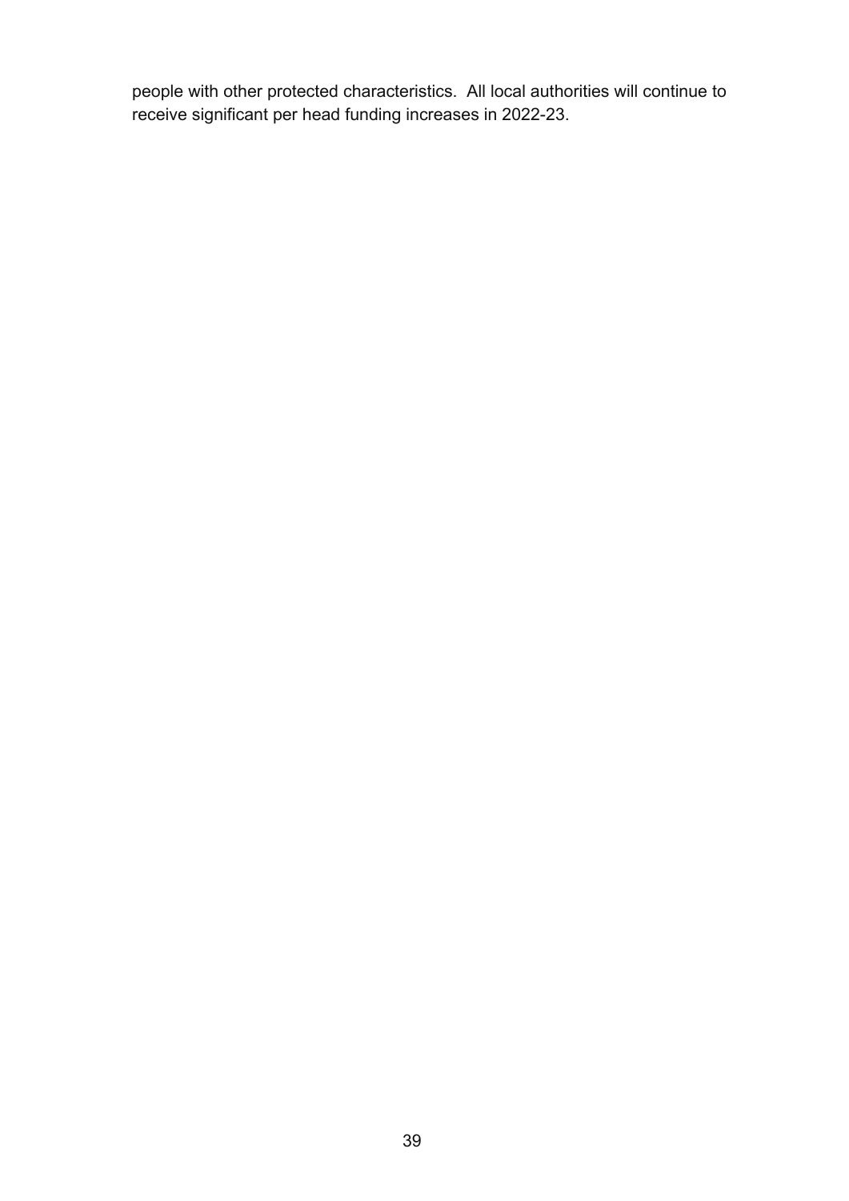people with other protected characteristics. All local authorities will continue to receive significant per head funding increases in 2022-23.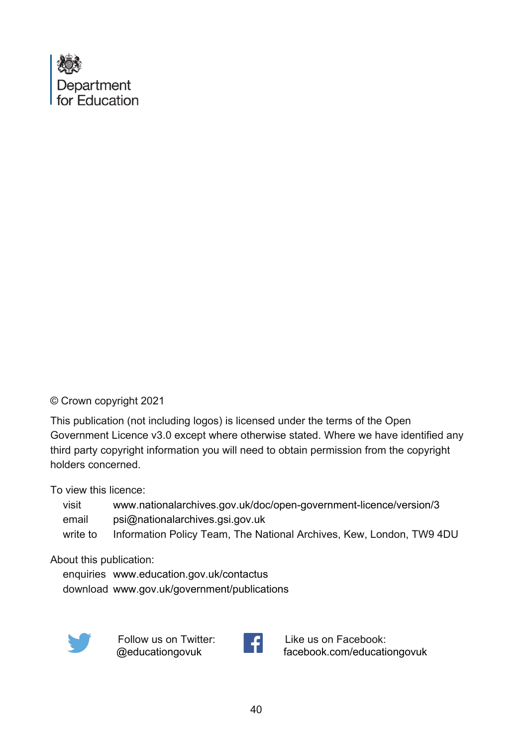Department for Education

© Crown copyright 2021

This publication (not including logos) is licensed under the terms of the Open Government Licence v3.0 except where otherwise stated. Where we have identified any third party copyright information you will need to obtain permission from the copyright holders concerned.

To view this licence:

| | |
|---|---|
| visit | www.nationalarchives.gov.uk/doc/open-government-licence/version/3 |
| email | psi@nationalarchives.gsi.gov.uk |
| write to | Information Policy Team, The National Archives, Kew, London, TW9 4DU |

About this publication:

| | |
|---|---|
| enquiries | www.education.gov.uk/contactus |
| download | www.gov.uk/government/publications |

Follow us on Twitter:
@educationgovuk

Like us on Facebook:
facebook.com/educationgovuk